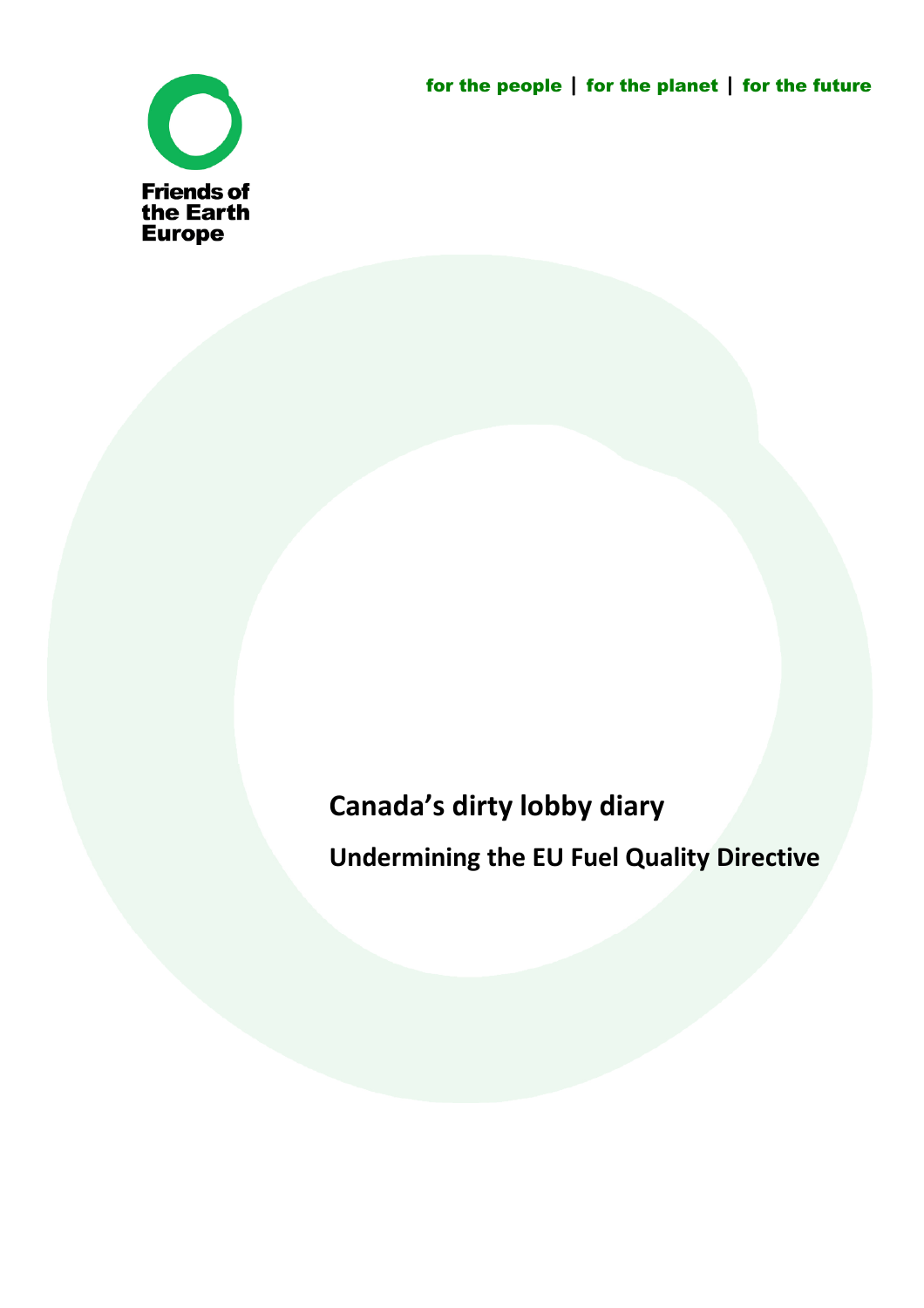Friends of the Earth Europe

for the people | for the planet | for the future

# Canada's dirty lobby diary

## Undermining the EU Fuel Quality Directive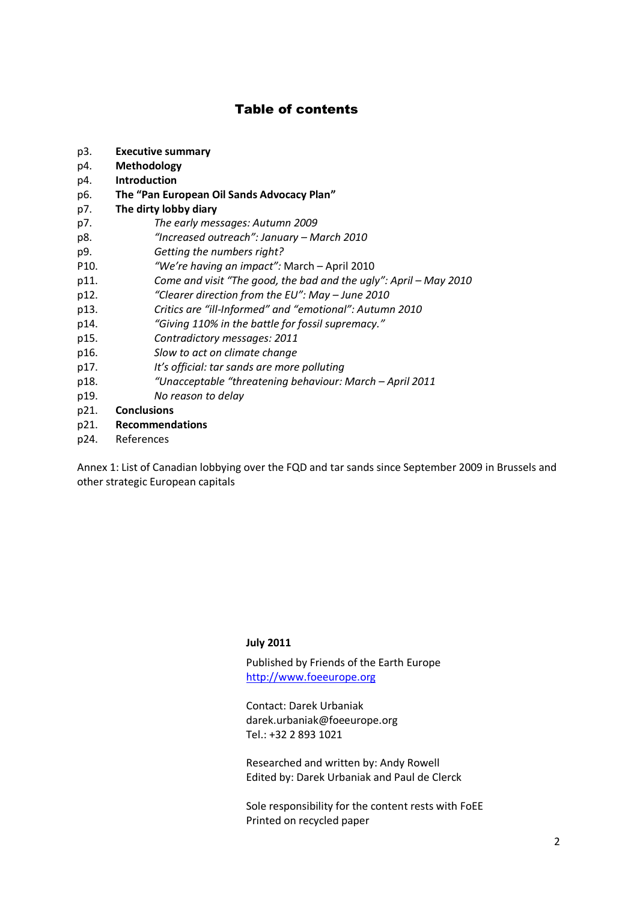# Table of contents

p3. **Executive summary**
p4. **Methodology**
p4. **Introduction**
p6. **The "Pan European Oil Sands Advocacy Plan"**
p7. **The dirty lobby diary**
p7. *The early messages: Autumn 2009*
p8. *"Increased outreach": January – March 2010*
p9. *Getting the numbers right?*
P10. *"We're having an impact":* March – April 2010
p11. *Come and visit "The good, the bad and the ugly": April – May 2010*
p12. *"Clearer direction from the EU": May – June 2010*
p13. *Critics are "ill-Informed" and "emotional": Autumn 2010*
p14. *"Giving 110% in the battle for fossil supremacy."*
p15. *Contradictory messages: 2011*
p16. *Slow to act on climate change*
p17. *It's official: tar sands are more polluting*
p18. *"Unacceptable "threatening behaviour: March – April 2011*
p19. *No reason to delay*
p21. **Conclusions**
p21. **Recommendations**
p24. References

Annex 1: List of Canadian lobbying over the FQD and tar sands since September 2009 in Brussels and other strategic European capitals

**July 2011**

Published by Friends of the Earth Europe
http://www.foeeurope.org

Contact: Darek Urbaniak
darek.urbaniak@foeeurope.org
Tel.: +32 2 893 1021

Researched and written by: Andy Rowell
Edited by: Darek Urbaniak and Paul de Clerck

Sole responsibility for the content rests with FoEE
Printed on recycled paper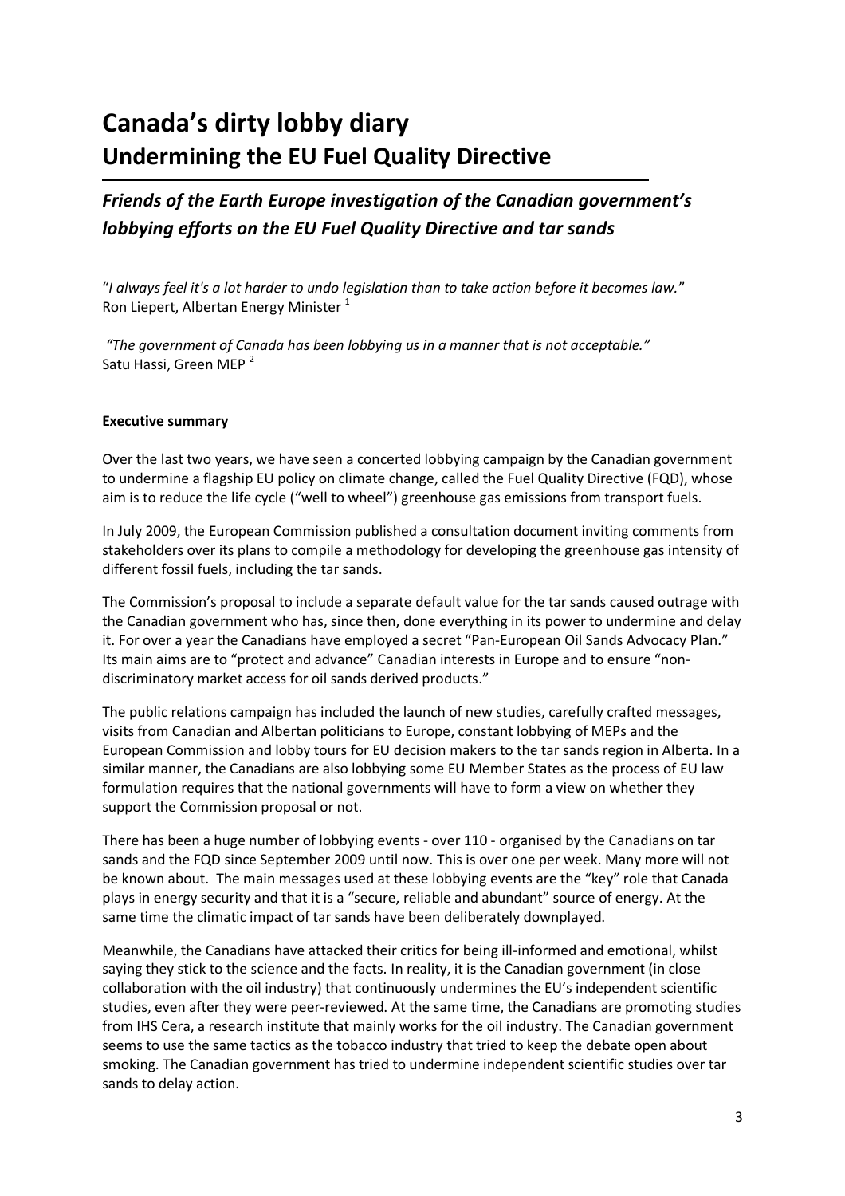# Canada's dirty lobby diary
## Undermining the EU Fuel Quality Directive

### *Friends of the Earth Europe investigation of the Canadian government's lobbying efforts on the EU Fuel Quality Directive and tar sands*

"*I always feel it's a lot harder to undo legislation than to take action before it becomes law.*"
Ron Liepert, Albertan Energy Minister [1]

*"The government of Canada has been lobbying us in a manner that is not acceptable."*
Satu Hassi, Green MEP [2]

**Executive summary**

Over the last two years, we have seen a concerted lobbying campaign by the Canadian government to undermine a flagship EU policy on climate change, called the Fuel Quality Directive (FQD), whose aim is to reduce the life cycle ("well to wheel") greenhouse gas emissions from transport fuels.

In July 2009, the European Commission published a consultation document inviting comments from stakeholders over its plans to compile a methodology for developing the greenhouse gas intensity of different fossil fuels, including the tar sands.

The Commission's proposal to include a separate default value for the tar sands caused outrage with the Canadian government who has, since then, done everything in its power to undermine and delay it. For over a year the Canadians have employed a secret "Pan-European Oil Sands Advocacy Plan." Its main aims are to "protect and advance" Canadian interests in Europe and to ensure "non-discriminatory market access for oil sands derived products."

The public relations campaign has included the launch of new studies, carefully crafted messages, visits from Canadian and Albertan politicians to Europe, constant lobbying of MEPs and the European Commission and lobby tours for EU decision makers to the tar sands region in Alberta. In a similar manner, the Canadians are also lobbying some EU Member States as the process of EU law formulation requires that the national governments will have to form a view on whether they support the Commission proposal or not.

There has been a huge number of lobbying events - over 110 - organised by the Canadians on tar sands and the FQD since September 2009 until now. This is over one per week. Many more will not be known about. The main messages used at these lobbying events are the "key" role that Canada plays in energy security and that it is a "secure, reliable and abundant" source of energy. At the same time the climatic impact of tar sands have been deliberately downplayed.

Meanwhile, the Canadians have attacked their critics for being ill-informed and emotional, whilst saying they stick to the science and the facts. In reality, it is the Canadian government (in close collaboration with the oil industry) that continuously undermines the EU's independent scientific studies, even after they were peer-reviewed. At the same time, the Canadians are promoting studies from IHS Cera, a research institute that mainly works for the oil industry. The Canadian government seems to use the same tactics as the tobacco industry that tried to keep the debate open about smoking. The Canadian government has tried to undermine independent scientific studies over tar sands to delay action.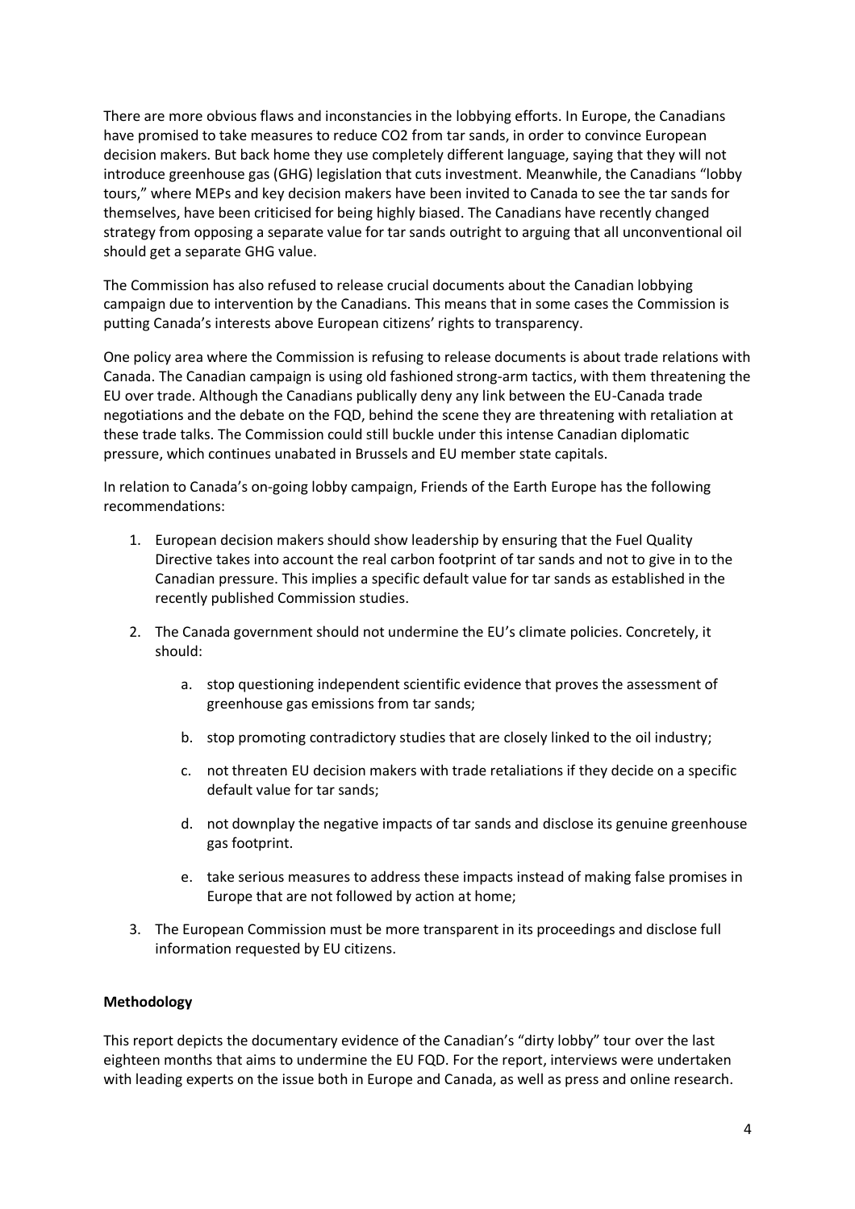There are more obvious flaws and inconstancies in the lobbying efforts. In Europe, the Canadians have promised to take measures to reduce $CO_2$ from tar sands, in order to convince European decision makers. But back home they use completely different language, saying that they will not introduce greenhouse gas (GHG) legislation that cuts investment. Meanwhile, the Canadians "lobby tours," where MEPs and key decision makers have been invited to Canada to see the tar sands for themselves, have been criticised for being highly biased. The Canadians have recently changed strategy from opposing a separate value for tar sands outright to arguing that all unconventional oil should get a separate GHG value.

The Commission has also refused to release crucial documents about the Canadian lobbying campaign due to intervention by the Canadians. This means that in some cases the Commission is putting Canada's interests above European citizens' rights to transparency.

One policy area where the Commission is refusing to release documents is about trade relations with Canada. The Canadian campaign is using old fashioned strong-arm tactics, with them threatening the EU over trade. Although the Canadians publically deny any link between the EU-Canada trade negotiations and the debate on the FQD, behind the scene they are threatening with retaliation at these trade talks. The Commission could still buckle under this intense Canadian diplomatic pressure, which continues unabated in Brussels and EU member state capitals.

In relation to Canada's on-going lobby campaign, Friends of the Earth Europe has the following recommendations:

1. European decision makers should show leadership by ensuring that the Fuel Quality Directive takes into account the real carbon footprint of tar sands and not to give in to the Canadian pressure. This implies a specific default value for tar sands as established in the recently published Commission studies.
2. The Canada government should not undermine the EU's climate policies. Concretely, it should:
    a. stop questioning independent scientific evidence that proves the assessment of greenhouse gas emissions from tar sands;
    b. stop promoting contradictory studies that are closely linked to the oil industry;
    c. not threaten EU decision makers with trade retaliations if they decide on a specific default value for tar sands;
    d. not downplay the negative impacts of tar sands and disclose its genuine greenhouse gas footprint.
    e. take serious measures to address these impacts instead of making false promises in Europe that are not followed by action at home;
3. The European Commission must be more transparent in its proceedings and disclose full information requested by EU citizens.

**Methodology**

This report depicts the documentary evidence of the Canadian's "dirty lobby" tour over the last eighteen months that aims to undermine the EU FQD. For the report, interviews were undertaken with leading experts on the issue both in Europe and Canada, as well as press and online research.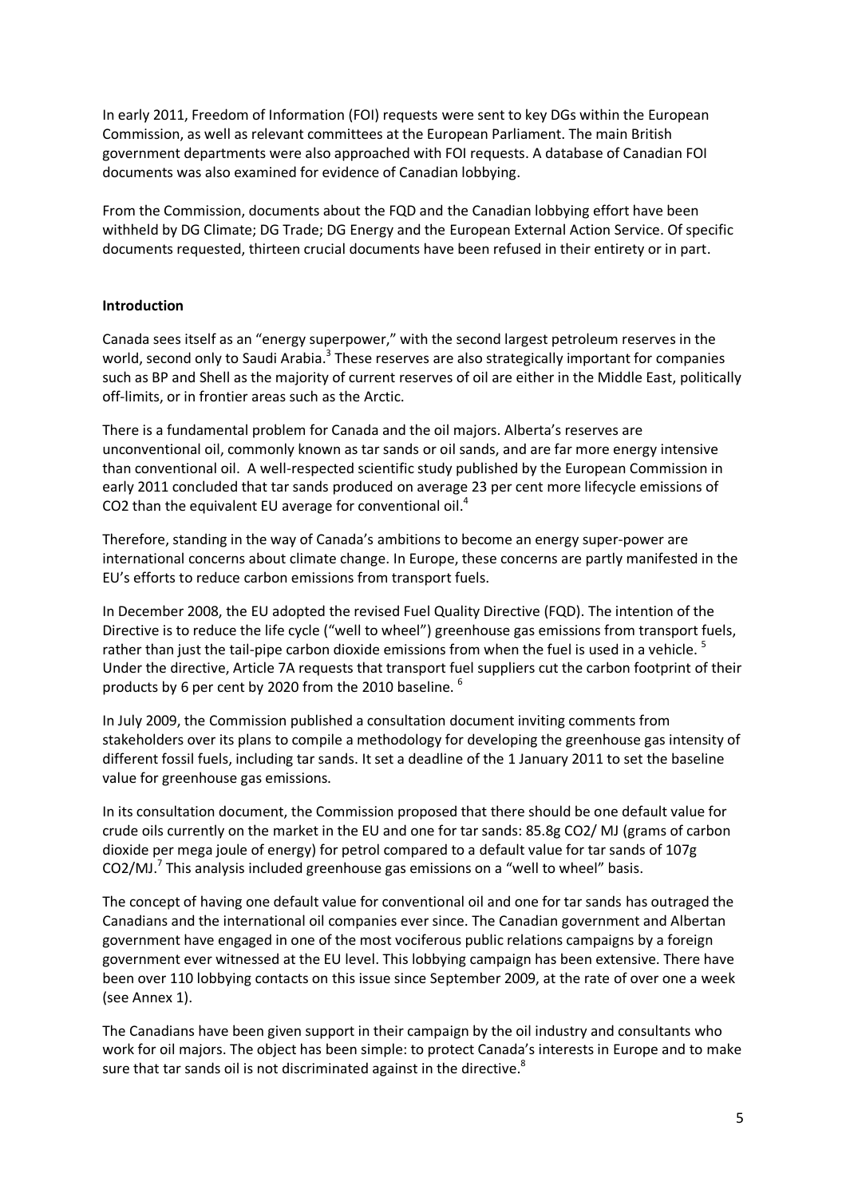In early 2011, Freedom of Information (FOI) requests were sent to key DGs within the European Commission, as well as relevant committees at the European Parliament. The main British government departments were also approached with FOI requests. A database of Canadian FOI documents was also examined for evidence of Canadian lobbying.

From the Commission, documents about the FQD and the Canadian lobbying effort have been withheld by DG Climate; DG Trade; DG Energy and the European External Action Service. Of specific documents requested, thirteen crucial documents have been refused in their entirety or in part.

**Introduction**

Canada sees itself as an "energy superpower," with the second largest petroleum reserves in the world, second only to Saudi Arabia.[3] These reserves are also strategically important for companies such as BP and Shell as the majority of current reserves of oil are either in the Middle East, politically off-limits, or in frontier areas such as the Arctic.

There is a fundamental problem for Canada and the oil majors. Alberta's reserves are unconventional oil, commonly known as tar sands or oil sands, and are far more energy intensive than conventional oil. A well-respected scientific study published by the European Commission in early 2011 concluded that tar sands produced on average 23 per cent more lifecycle emissions of $CO_2$ than the equivalent EU average for conventional oil.[4]

Therefore, standing in the way of Canada's ambitions to become an energy super-power are international concerns about climate change. In Europe, these concerns are partly manifested in the EU's efforts to reduce carbon emissions from transport fuels.

In December 2008, the EU adopted the revised Fuel Quality Directive (FQD). The intention of the Directive is to reduce the life cycle ("well to wheel") greenhouse gas emissions from transport fuels, rather than just the tail-pipe carbon dioxide emissions from when the fuel is used in a vehicle.[5] Under the directive, Article 7A requests that transport fuel suppliers cut the carbon footprint of their products by 6 per cent by 2020 from the 2010 baseline.[6]

In July 2009, the Commission published a consultation document inviting comments from stakeholders over its plans to compile a methodology for developing the greenhouse gas intensity of different fossil fuels, including tar sands. It set a deadline of the 1 January 2011 to set the baseline value for greenhouse gas emissions.

In its consultation document, the Commission proposed that there should be one default value for crude oils currently on the market in the EU and one for tar sands: 85.8g $CO_2$/ MJ (grams of carbon dioxide per mega joule of energy) for petrol compared to a default value for tar sands of 107g $CO_2$/MJ.[7] This analysis included greenhouse gas emissions on a "well to wheel" basis.

The concept of having one default value for conventional oil and one for tar sands has outraged the Canadians and the international oil companies ever since. The Canadian government and Albertan government have engaged in one of the most vociferous public relations campaigns by a foreign government ever witnessed at the EU level. This lobbying campaign has been extensive. There have been over 110 lobbying contacts on this issue since September 2009, at the rate of over one a week (see Annex 1).

The Canadians have been given support in their campaign by the oil industry and consultants who work for oil majors. The object has been simple: to protect Canada's interests in Europe and to make sure that tar sands oil is not discriminated against in the directive.[8]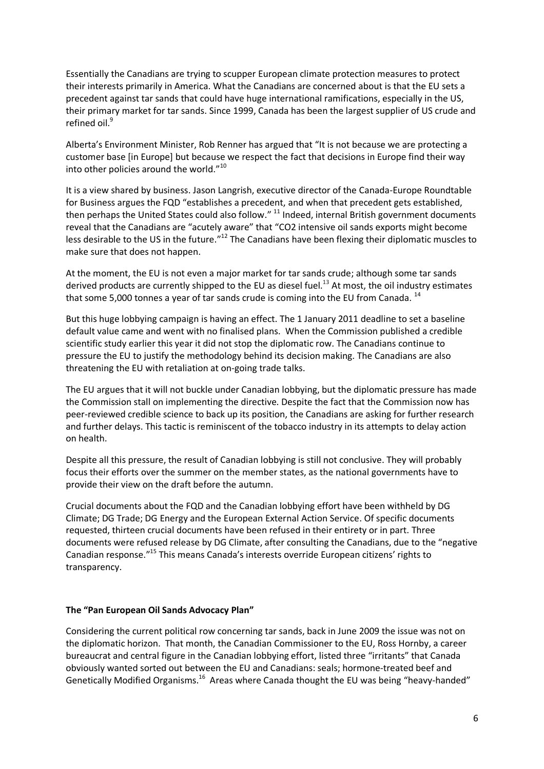Essentially the Canadians are trying to scupper European climate protection measures to protect their interests primarily in America. What the Canadians are concerned about is that the EU sets a precedent against tar sands that could have huge international ramifications, especially in the US, their primary market for tar sands. Since 1999, Canada has been the largest supplier of US crude and refined oil.[9]

Alberta's Environment Minister, Rob Renner has argued that "It is not because we are protecting a customer base [in Europe] but because we respect the fact that decisions in Europe find their way into other policies around the world."[10]

It is a view shared by business. Jason Langrish, executive director of the Canada-Europe Roundtable for Business argues the FQD "establishes a precedent, and when that precedent gets established, then perhaps the United States could also follow." [11] Indeed, internal British government documents reveal that the Canadians are "acutely aware" that "CO2 intensive oil sands exports might become less desirable to the US in the future."[12] The Canadians have been flexing their diplomatic muscles to make sure that does not happen.

At the moment, the EU is not even a major market for tar sands crude; although some tar sands derived products are currently shipped to the EU as diesel fuel.[13] At most, the oil industry estimates that some 5,000 tonnes a year of tar sands crude is coming into the EU from Canada. [14]

But this huge lobbying campaign is having an effect. The 1 January 2011 deadline to set a baseline default value came and went with no finalised plans. When the Commission published a credible scientific study earlier this year it did not stop the diplomatic row. The Canadians continue to pressure the EU to justify the methodology behind its decision making. The Canadians are also threatening the EU with retaliation at on-going trade talks.

The EU argues that it will not buckle under Canadian lobbying, but the diplomatic pressure has made the Commission stall on implementing the directive. Despite the fact that the Commission now has peer-reviewed credible science to back up its position, the Canadians are asking for further research and further delays. This tactic is reminiscent of the tobacco industry in its attempts to delay action on health.

Despite all this pressure, the result of Canadian lobbying is still not conclusive. They will probably focus their efforts over the summer on the member states, as the national governments have to provide their view on the draft before the autumn.

Crucial documents about the FQD and the Canadian lobbying effort have been withheld by DG Climate; DG Trade; DG Energy and the European External Action Service. Of specific documents requested, thirteen crucial documents have been refused in their entirety or in part. Three documents were refused release by DG Climate, after consulting the Canadians, due to the "negative Canadian response."[15] This means Canada's interests override European citizens' rights to transparency.

**The "Pan European Oil Sands Advocacy Plan"**

Considering the current political row concerning tar sands, back in June 2009 the issue was not on the diplomatic horizon. That month, the Canadian Commissioner to the EU, Ross Hornby, a career bureaucrat and central figure in the Canadian lobbying effort, listed three "irritants" that Canada obviously wanted sorted out between the EU and Canadians: seals; hormone-treated beef and Genetically Modified Organisms.[16] Areas where Canada thought the EU was being "heavy-handed"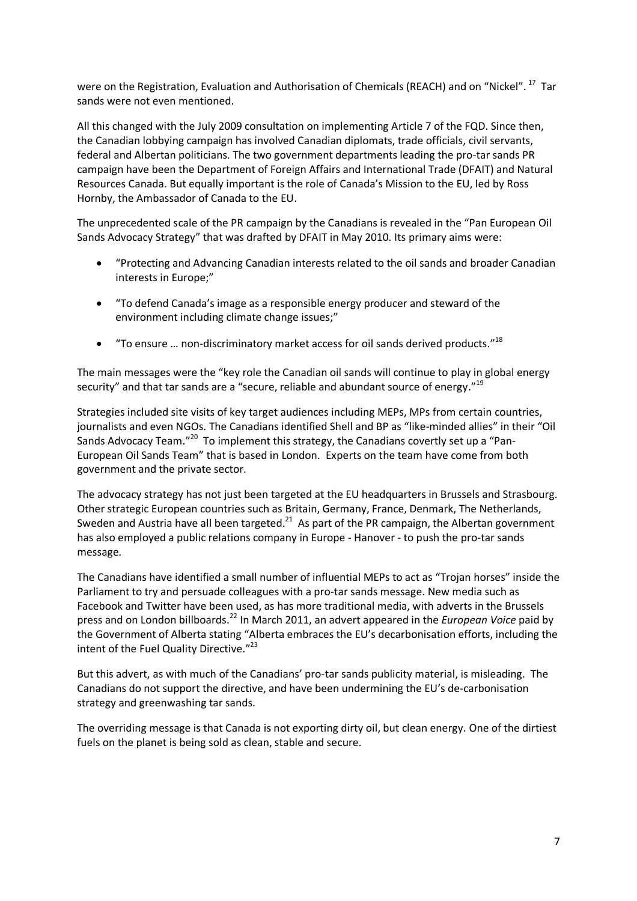were on the Registration, Evaluation and Authorisation of Chemicals (REACH) and on "Nickel".[17] Tar sands were not even mentioned.

All this changed with the July 2009 consultation on implementing Article 7 of the FQD. Since then, the Canadian lobbying campaign has involved Canadian diplomats, trade officials, civil servants, federal and Albertan politicians. The two government departments leading the pro-tar sands PR campaign have been the Department of Foreign Affairs and International Trade (DFAIT) and Natural Resources Canada. But equally important is the role of Canada's Mission to the EU, led by Ross Hornby, the Ambassador of Canada to the EU.

The unprecedented scale of the PR campaign by the Canadians is revealed in the "Pan European Oil Sands Advocacy Strategy" that was drafted by DFAIT in May 2010. Its primary aims were:

- "Protecting and Advancing Canadian interests related to the oil sands and broader Canadian interests in Europe;"
- "To defend Canada's image as a responsible energy producer and steward of the environment including climate change issues;"
- "To ensure … non-discriminatory market access for oil sands derived products."[18]

The main messages were the "key role the Canadian oil sands will continue to play in global energy security" and that tar sands are a "secure, reliable and abundant source of energy."[19]

Strategies included site visits of key target audiences including MEPs, MPs from certain countries, journalists and even NGOs. The Canadians identified Shell and BP as "like-minded allies" in their "Oil Sands Advocacy Team."[20] To implement this strategy, the Canadians covertly set up a "Pan-European Oil Sands Team" that is based in London. Experts on the team have come from both government and the private sector.

The advocacy strategy has not just been targeted at the EU headquarters in Brussels and Strasbourg. Other strategic European countries such as Britain, Germany, France, Denmark, The Netherlands, Sweden and Austria have all been targeted.[21] As part of the PR campaign, the Albertan government has also employed a public relations company in Europe - Hanover - to push the pro-tar sands message.

The Canadians have identified a small number of influential MEPs to act as "Trojan horses" inside the Parliament to try and persuade colleagues with a pro-tar sands message. New media such as Facebook and Twitter have been used, as has more traditional media, with adverts in the Brussels press and on London billboards.[22] In March 2011, an advert appeared in the *European Voice* paid by the Government of Alberta stating "Alberta embraces the EU's decarbonisation efforts, including the intent of the Fuel Quality Directive."[23]

But this advert, as with much of the Canadians' pro-tar sands publicity material, is misleading. The Canadians do not support the directive, and have been undermining the EU's de-carbonisation strategy and greenwashing tar sands.

The overriding message is that Canada is not exporting dirty oil, but clean energy. One of the dirtiest fuels on the planet is being sold as clean, stable and secure.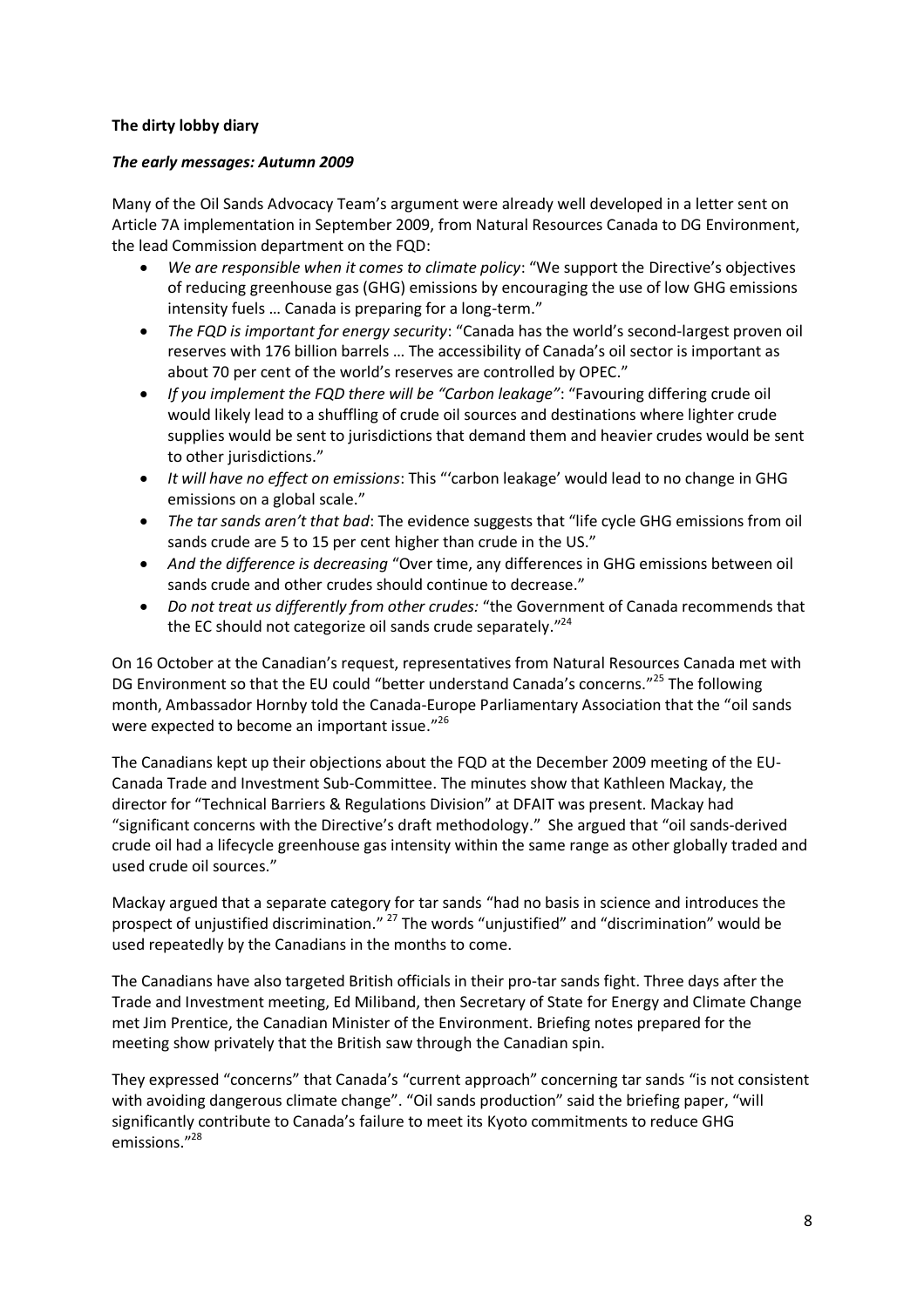**The dirty lobby diary**

***The early messages: Autumn 2009***

Many of the Oil Sands Advocacy Team's argument were already well developed in a letter sent on Article 7A implementation in September 2009, from Natural Resources Canada to DG Environment, the lead Commission department on the FQD:

- *We are responsible when it comes to climate policy*: "We support the Directive's objectives of reducing greenhouse gas (GHG) emissions by encouraging the use of low GHG emissions intensity fuels … Canada is preparing for a long-term."
- *The FQD is important for energy security*: "Canada has the world's second-largest proven oil reserves with 176 billion barrels … The accessibility of Canada's oil sector is important as about 70 per cent of the world's reserves are controlled by OPEC."
- *If you implement the FQD there will be "Carbon leakage"*: "Favouring differing crude oil would likely lead to a shuffling of crude oil sources and destinations where lighter crude supplies would be sent to jurisdictions that demand them and heavier crudes would be sent to other jurisdictions."
- *It will have no effect on emissions*: This "'carbon leakage' would lead to no change in GHG emissions on a global scale."
- *The tar sands aren't that bad*: The evidence suggests that "life cycle GHG emissions from oil sands crude are 5 to 15 per cent higher than crude in the US."
- *And the difference is decreasing* "Over time, any differences in GHG emissions between oil sands crude and other crudes should continue to decrease."
- *Do not treat us differently from other crudes:* "the Government of Canada recommends that the EC should not categorize oil sands crude separately."[24]

On 16 October at the Canadian's request, representatives from Natural Resources Canada met with DG Environment so that the EU could "better understand Canada's concerns."[25] The following month, Ambassador Hornby told the Canada-Europe Parliamentary Association that the "oil sands were expected to become an important issue."[26]

The Canadians kept up their objections about the FQD at the December 2009 meeting of the EU-Canada Trade and Investment Sub-Committee. The minutes show that Kathleen Mackay, the director for "Technical Barriers & Regulations Division" at DFAIT was present. Mackay had "significant concerns with the Directive's draft methodology." She argued that "oil sands-derived crude oil had a lifecycle greenhouse gas intensity within the same range as other globally traded and used crude oil sources."

Mackay argued that a separate category for tar sands "had no basis in science and introduces the prospect of unjustified discrimination." [27] The words "unjustified" and "discrimination" would be used repeatedly by the Canadians in the months to come.

The Canadians have also targeted British officials in their pro-tar sands fight. Three days after the Trade and Investment meeting, Ed Miliband, then Secretary of State for Energy and Climate Change met Jim Prentice, the Canadian Minister of the Environment. Briefing notes prepared for the meeting show privately that the British saw through the Canadian spin.

They expressed "concerns" that Canada's "current approach" concerning tar sands "is not consistent with avoiding dangerous climate change". "Oil sands production" said the briefing paper, "will significantly contribute to Canada's failure to meet its Kyoto commitments to reduce GHG emissions."[28]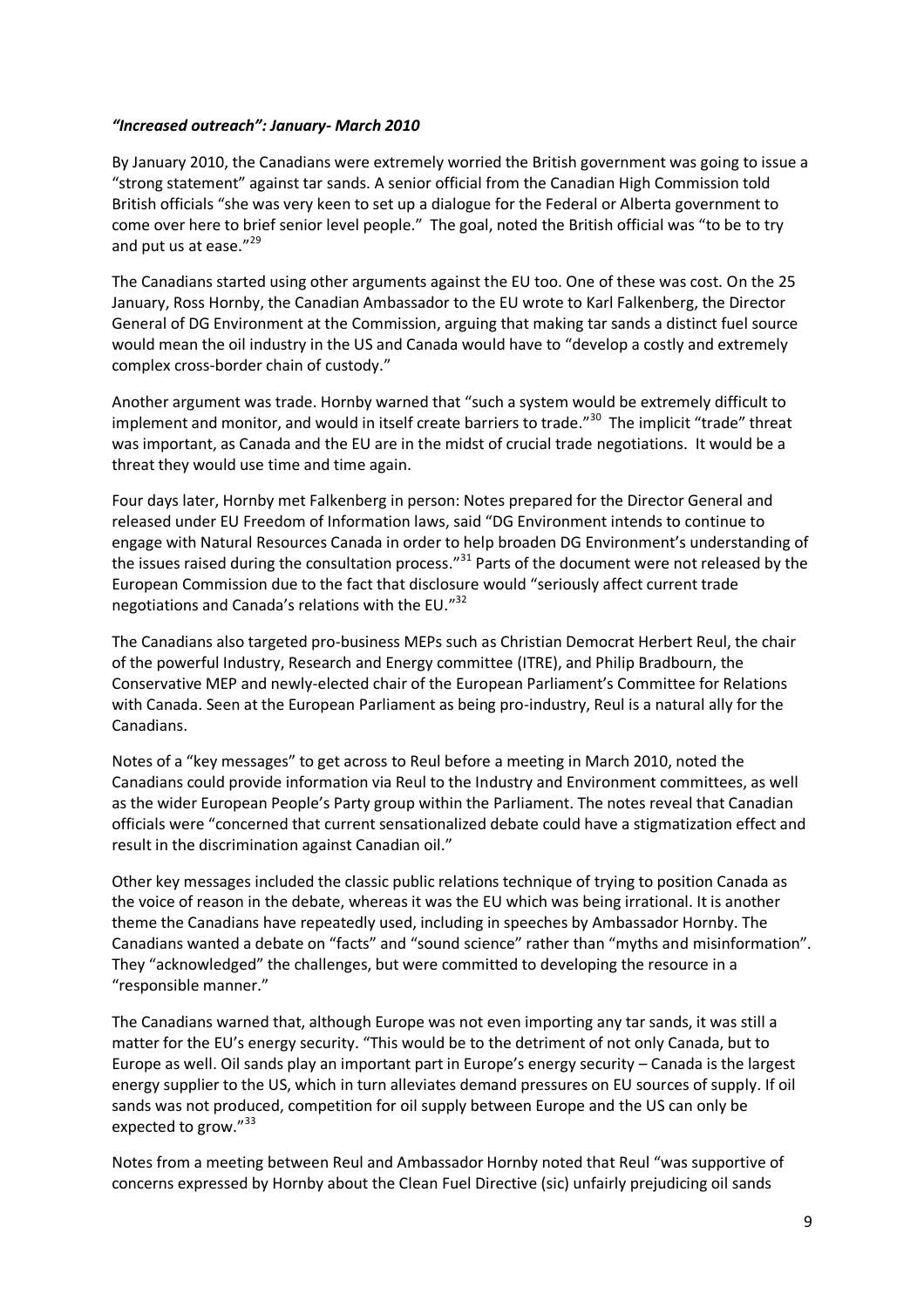***"Increased outreach": January- March 2010***

By January 2010, the Canadians were extremely worried the British government was going to issue a "strong statement" against tar sands. A senior official from the Canadian High Commission told British officials "she was very keen to set up a dialogue for the Federal or Alberta government to come over here to brief senior level people." The goal, noted the British official was "to be to try and put us at ease."[29]

The Canadians started using other arguments against the EU too. One of these was cost. On the 25 January, Ross Hornby, the Canadian Ambassador to the EU wrote to Karl Falkenberg, the Director General of DG Environment at the Commission, arguing that making tar sands a distinct fuel source would mean the oil industry in the US and Canada would have to "develop a costly and extremely complex cross-border chain of custody."

Another argument was trade. Hornby warned that "such a system would be extremely difficult to implement and monitor, and would in itself create barriers to trade."[30] The implicit "trade" threat was important, as Canada and the EU are in the midst of crucial trade negotiations. It would be a threat they would use time and time again.

Four days later, Hornby met Falkenberg in person: Notes prepared for the Director General and released under EU Freedom of Information laws, said "DG Environment intends to continue to engage with Natural Resources Canada in order to help broaden DG Environment's understanding of the issues raised during the consultation process."[31] Parts of the document were not released by the European Commission due to the fact that disclosure would "seriously affect current trade negotiations and Canada's relations with the EU."[32]

The Canadians also targeted pro-business MEPs such as Christian Democrat Herbert Reul, the chair of the powerful Industry, Research and Energy committee (ITRE), and Philip Bradbourn, the Conservative MEP and newly-elected chair of the European Parliament's Committee for Relations with Canada. Seen at the European Parliament as being pro-industry, Reul is a natural ally for the Canadians.

Notes of a "key messages" to get across to Reul before a meeting in March 2010, noted the Canadians could provide information via Reul to the Industry and Environment committees, as well as the wider European People's Party group within the Parliament. The notes reveal that Canadian officials were "concerned that current sensationalized debate could have a stigmatization effect and result in the discrimination against Canadian oil."

Other key messages included the classic public relations technique of trying to position Canada as the voice of reason in the debate, whereas it was the EU which was being irrational. It is another theme the Canadians have repeatedly used, including in speeches by Ambassador Hornby. The Canadians wanted a debate on "facts" and "sound science" rather than "myths and misinformation". They "acknowledged" the challenges, but were committed to developing the resource in a "responsible manner."

The Canadians warned that, although Europe was not even importing any tar sands, it was still a matter for the EU's energy security. "This would be to the detriment of not only Canada, but to Europe as well. Oil sands play an important part in Europe's energy security – Canada is the largest energy supplier to the US, which in turn alleviates demand pressures on EU sources of supply. If oil sands was not produced, competition for oil supply between Europe and the US can only be expected to grow."[33]

Notes from a meeting between Reul and Ambassador Hornby noted that Reul "was supportive of concerns expressed by Hornby about the Clean Fuel Directive (sic) unfairly prejudicing oil sands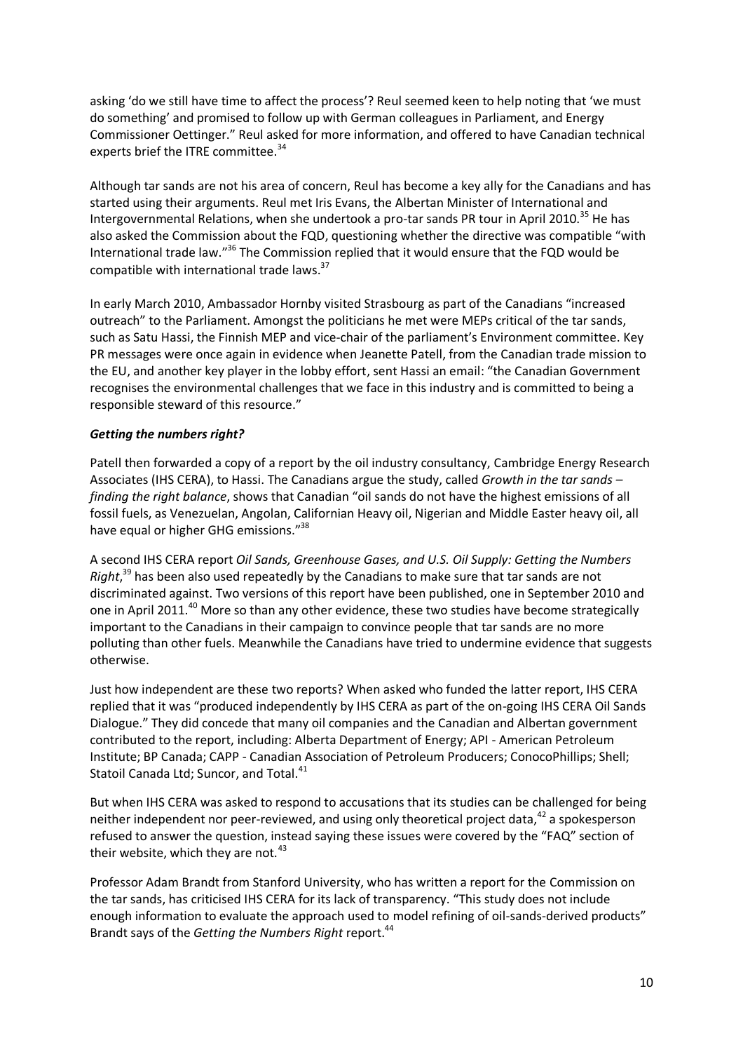asking 'do we still have time to affect the process'? Reul seemed keen to help noting that 'we must do something' and promised to follow up with German colleagues in Parliament, and Energy Commissioner Oettinger." Reul asked for more information, and offered to have Canadian technical experts brief the ITRE committee.[34]

Although tar sands are not his area of concern, Reul has become a key ally for the Canadians and has started using their arguments. Reul met Iris Evans, the Albertan Minister of International and Intergovernmental Relations, when she undertook a pro-tar sands PR tour in April 2010.[35] He has also asked the Commission about the FQD, questioning whether the directive was compatible "with International trade law."[36] The Commission replied that it would ensure that the FQD would be compatible with international trade laws.[37]

In early March 2010, Ambassador Hornby visited Strasbourg as part of the Canadians "increased outreach" to the Parliament. Amongst the politicians he met were MEPs critical of the tar sands, such as Satu Hassi, the Finnish MEP and vice-chair of the parliament's Environment committee. Key PR messages were once again in evidence when Jeanette Patell, from the Canadian trade mission to the EU, and another key player in the lobby effort, sent Hassi an email: "the Canadian Government recognises the environmental challenges that we face in this industry and is committed to being a responsible steward of this resource."

### *Getting the numbers right?*

Patell then forwarded a copy of a report by the oil industry consultancy, Cambridge Energy Research Associates (IHS CERA), to Hassi. The Canadians argue the study, called *Growth in the tar sands – finding the right balance*, shows that Canadian "oil sands do not have the highest emissions of all fossil fuels, as Venezuelan, Angolan, Californian Heavy oil, Nigerian and Middle Easter heavy oil, all have equal or higher GHG emissions."[38]

A second IHS CERA report *Oil Sands, Greenhouse Gases, and U.S. Oil Supply: Getting the Numbers Right*,[39] has been also used repeatedly by the Canadians to make sure that tar sands are not discriminated against. Two versions of this report have been published, one in September 2010 and one in April 2011.[40] More so than any other evidence, these two studies have become strategically important to the Canadians in their campaign to convince people that tar sands are no more polluting than other fuels. Meanwhile the Canadians have tried to undermine evidence that suggests otherwise.

Just how independent are these two reports? When asked who funded the latter report, IHS CERA replied that it was "produced independently by IHS CERA as part of the on-going IHS CERA Oil Sands Dialogue." They did concede that many oil companies and the Canadian and Albertan government contributed to the report, including: Alberta Department of Energy; API - American Petroleum Institute; BP Canada; CAPP - Canadian Association of Petroleum Producers; ConocoPhillips; Shell; Statoil Canada Ltd; Suncor, and Total.[41]

But when IHS CERA was asked to respond to accusations that its studies can be challenged for being neither independent nor peer-reviewed, and using only theoretical project data,[42] a spokesperson refused to answer the question, instead saying these issues were covered by the "FAQ" section of their website, which they are not.[43]

Professor Adam Brandt from Stanford University, who has written a report for the Commission on the tar sands, has criticised IHS CERA for its lack of transparency. "This study does not include enough information to evaluate the approach used to model refining of oil-sands-derived products" Brandt says of the *Getting the Numbers Right* report.[44]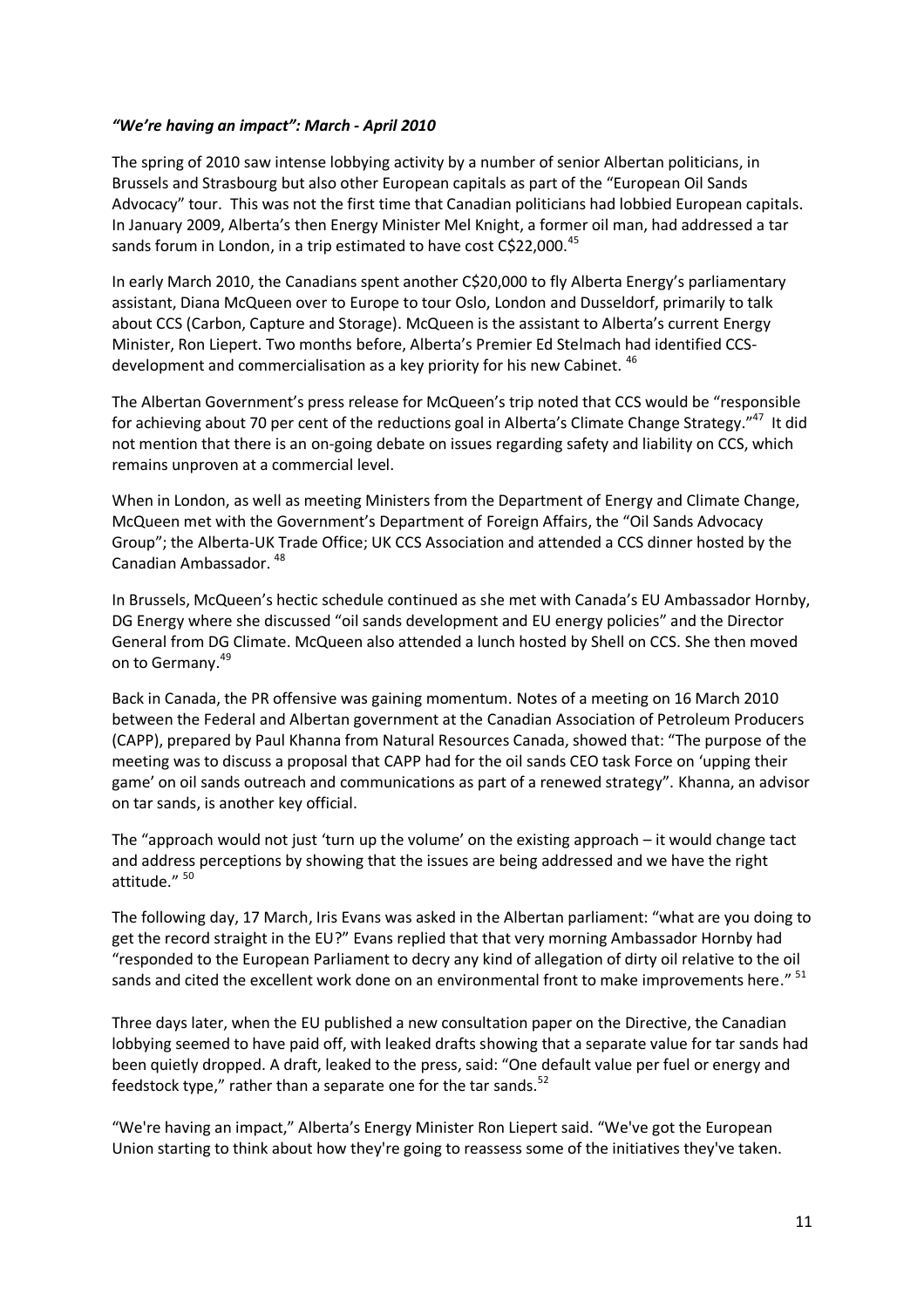### *"We're having an impact": March - April 2010*

The spring of 2010 saw intense lobbying activity by a number of senior Albertan politicians, in Brussels and Strasbourg but also other European capitals as part of the "European Oil Sands Advocacy" tour. This was not the first time that Canadian politicians had lobbied European capitals. In January 2009, Alberta's then Energy Minister Mel Knight, a former oil man, had addressed a tar sands forum in London, in a trip estimated to have cost C$22,000.[45]

In early March 2010, the Canadians spent another C$20,000 to fly Alberta Energy's parliamentary assistant, Diana McQueen over to Europe to tour Oslo, London and Dusseldorf, primarily to talk about CCS (Carbon, Capture and Storage). McQueen is the assistant to Alberta's current Energy Minister, Ron Liepert. Two months before, Alberta's Premier Ed Stelmach had identified CCS-development and commercialisation as a key priority for his new Cabinet. [46]

The Albertan Government's press release for McQueen's trip noted that CCS would be "responsible for achieving about 70 per cent of the reductions goal in Alberta's Climate Change Strategy."[47] It did not mention that there is an on-going debate on issues regarding safety and liability on CCS, which remains unproven at a commercial level.

When in London, as well as meeting Ministers from the Department of Energy and Climate Change, McQueen met with the Government's Department of Foreign Affairs, the "Oil Sands Advocacy Group"; the Alberta-UK Trade Office; UK CCS Association and attended a CCS dinner hosted by the Canadian Ambassador. [48]

In Brussels, McQueen's hectic schedule continued as she met with Canada's EU Ambassador Hornby, DG Energy where she discussed "oil sands development and EU energy policies" and the Director General from DG Climate. McQueen also attended a lunch hosted by Shell on CCS. She then moved on to Germany.[49]

Back in Canada, the PR offensive was gaining momentum. Notes of a meeting on 16 March 2010 between the Federal and Albertan government at the Canadian Association of Petroleum Producers (CAPP), prepared by Paul Khanna from Natural Resources Canada, showed that: "The purpose of the meeting was to discuss a proposal that CAPP had for the oil sands CEO task Force on 'upping their game' on oil sands outreach and communications as part of a renewed strategy". Khanna, an advisor on tar sands, is another key official.

The "approach would not just 'turn up the volume' on the existing approach – it would change tact and address perceptions by showing that the issues are being addressed and we have the right attitude." [50]

The following day, 17 March, Iris Evans was asked in the Albertan parliament: "what are you doing to get the record straight in the EU?" Evans replied that that very morning Ambassador Hornby had "responded to the European Parliament to decry any kind of allegation of dirty oil relative to the oil sands and cited the excellent work done on an environmental front to make improvements here." [51]

Three days later, when the EU published a new consultation paper on the Directive, the Canadian lobbying seemed to have paid off, with leaked drafts showing that a separate value for tar sands had been quietly dropped. A draft, leaked to the press, said: "One default value per fuel or energy and feedstock type," rather than a separate one for the tar sands.[52]

"We're having an impact," Alberta's Energy Minister Ron Liepert said. "We've got the European Union starting to think about how they're going to reassess some of the initiatives they've taken.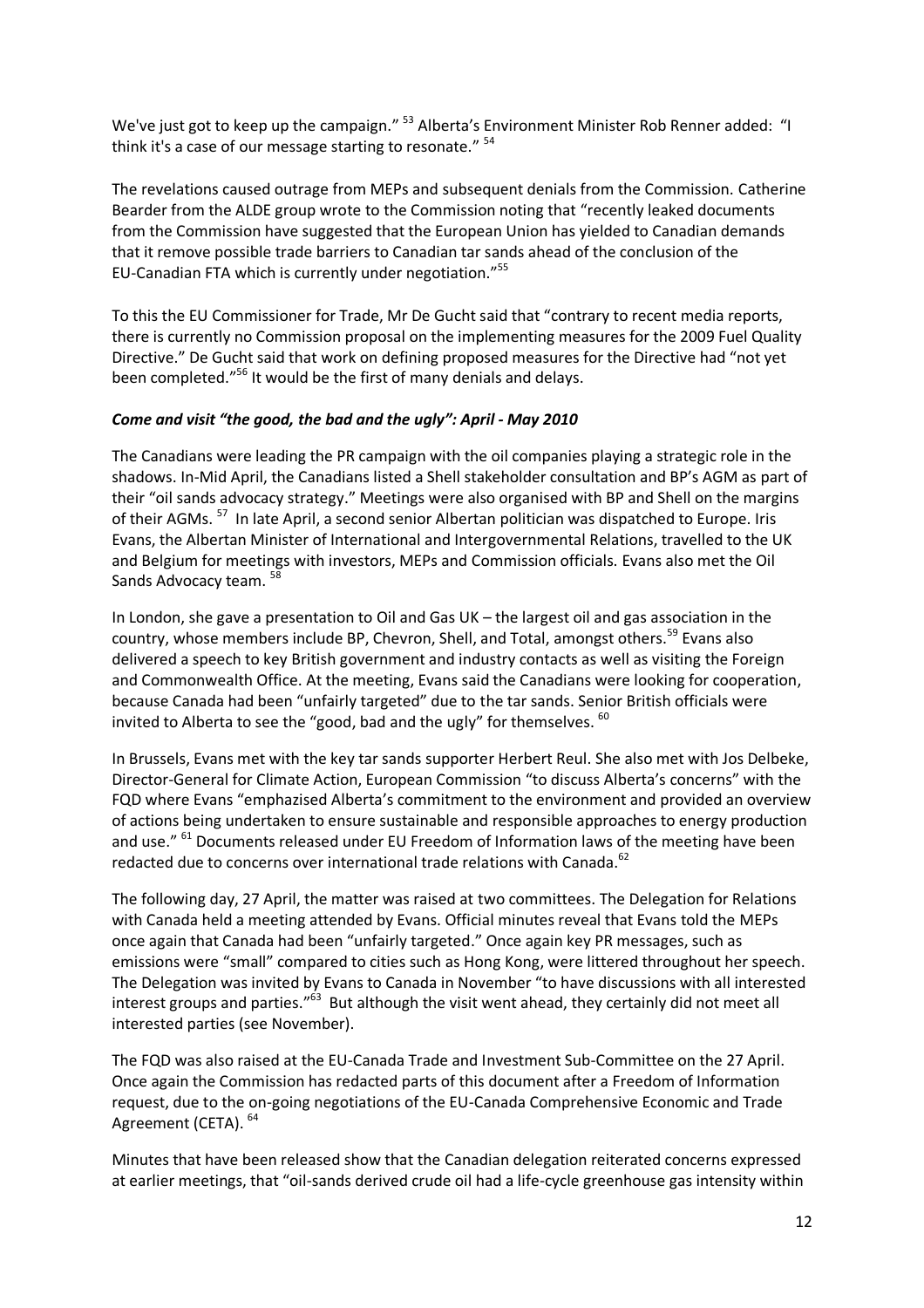We've just got to keep up the campaign." [53] Alberta's Environment Minister Rob Renner added: "I think it's a case of our message starting to resonate." [54]

The revelations caused outrage from MEPs and subsequent denials from the Commission. Catherine Bearder from the ALDE group wrote to the Commission noting that "recently leaked documents from the Commission have suggested that the European Union has yielded to Canadian demands that it remove possible trade barriers to Canadian tar sands ahead of the conclusion of the EU-Canadian FTA which is currently under negotiation."[55]

To this the EU Commissioner for Trade, Mr De Gucht said that "contrary to recent media reports, there is currently no Commission proposal on the implementing measures for the 2009 Fuel Quality Directive." De Gucht said that work on defining proposed measures for the Directive had "not yet been completed."[56] It would be the first of many denials and delays.

***Come and visit "the good, the bad and the ugly": April - May 2010***

The Canadians were leading the PR campaign with the oil companies playing a strategic role in the shadows. In-Mid April, the Canadians listed a Shell stakeholder consultation and BP's AGM as part of their "oil sands advocacy strategy." Meetings were also organised with BP and Shell on the margins of their AGMs. [57] In late April, a second senior Albertan politician was dispatched to Europe. Iris Evans, the Albertan Minister of International and Intergovernmental Relations, travelled to the UK and Belgium for meetings with investors, MEPs and Commission officials. Evans also met the Oil Sands Advocacy team. [58]

In London, she gave a presentation to Oil and Gas UK – the largest oil and gas association in the country, whose members include BP, Chevron, Shell, and Total, amongst others.[59] Evans also delivered a speech to key British government and industry contacts as well as visiting the Foreign and Commonwealth Office. At the meeting, Evans said the Canadians were looking for cooperation, because Canada had been "unfairly targeted" due to the tar sands. Senior British officials were invited to Alberta to see the "good, bad and the ugly" for themselves. [60]

In Brussels, Evans met with the key tar sands supporter Herbert Reul. She also met with Jos Delbeke, Director-General for Climate Action, European Commission "to discuss Alberta's concerns" with the FQD where Evans "emphasized Alberta's commitment to the environment and provided an overview of actions being undertaken to ensure sustainable and responsible approaches to energy production and use." [61] Documents released under EU Freedom of Information laws of the meeting have been redacted due to concerns over international trade relations with Canada.[62]

The following day, 27 April, the matter was raised at two committees. The Delegation for Relations with Canada held a meeting attended by Evans. Official minutes reveal that Evans told the MEPs once again that Canada had been "unfairly targeted." Once again key PR messages, such as emissions were "small" compared to cities such as Hong Kong, were littered throughout her speech. The Delegation was invited by Evans to Canada in November "to have discussions with all interested interest groups and parties."[63] But although the visit went ahead, they certainly did not meet all interested parties (see November).

The FQD was also raised at the EU-Canada Trade and Investment Sub-Committee on the 27 April. Once again the Commission has redacted parts of this document after a Freedom of Information request, due to the on-going negotiations of the EU-Canada Comprehensive Economic and Trade Agreement (CETA). [64]

Minutes that have been released show that the Canadian delegation reiterated concerns expressed at earlier meetings, that "oil-sands derived crude oil had a life-cycle greenhouse gas intensity within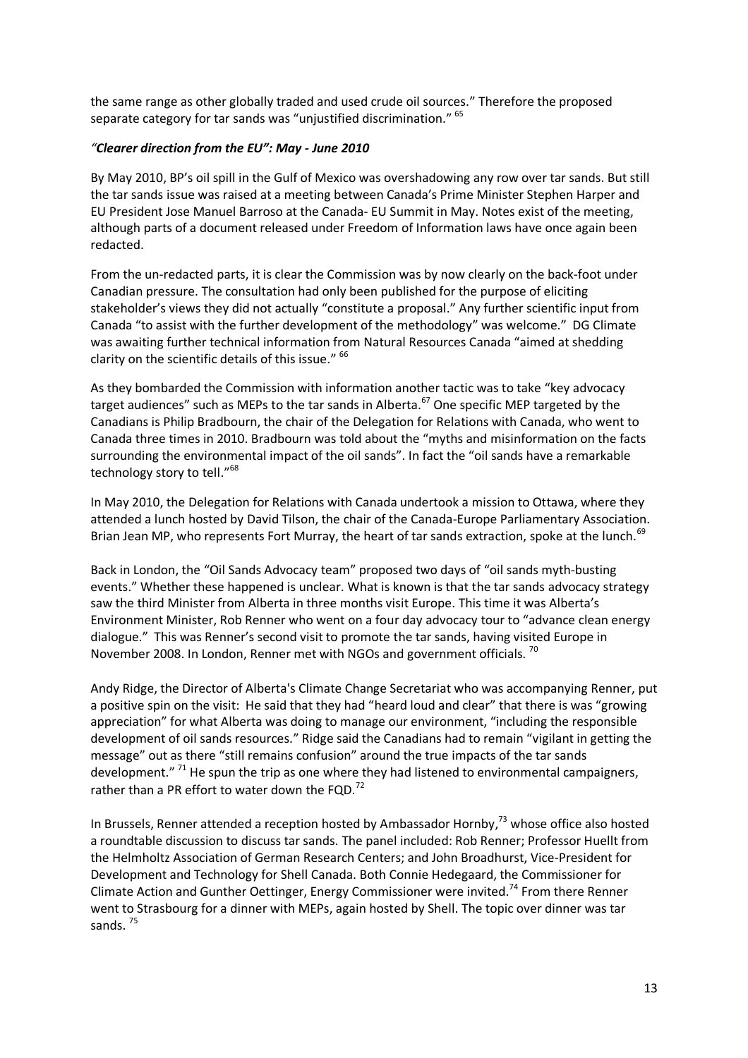the same range as other globally traded and used crude oil sources." Therefore the proposed separate category for tar sands was "unjustified discrimination." [65]

### *"Clearer direction from the EU": May - June 2010*

By May 2010, BP's oil spill in the Gulf of Mexico was overshadowing any row over tar sands. But still the tar sands issue was raised at a meeting between Canada's Prime Minister Stephen Harper and EU President Jose Manuel Barroso at the Canada- EU Summit in May. Notes exist of the meeting, although parts of a document released under Freedom of Information laws have once again been redacted.

From the un-redacted parts, it is clear the Commission was by now clearly on the back-foot under Canadian pressure. The consultation had only been published for the purpose of eliciting stakeholder's views they did not actually "constitute a proposal." Any further scientific input from Canada "to assist with the further development of the methodology" was welcome." DG Climate was awaiting further technical information from Natural Resources Canada "aimed at shedding clarity on the scientific details of this issue." [66]

As they bombarded the Commission with information another tactic was to take "key advocacy target audiences" such as MEPs to the tar sands in Alberta.[67] One specific MEP targeted by the Canadians is Philip Bradbourn, the chair of the Delegation for Relations with Canada, who went to Canada three times in 2010. Bradbourn was told about the "myths and misinformation on the facts surrounding the environmental impact of the oil sands". In fact the "oil sands have a remarkable technology story to tell."[68]

In May 2010, the Delegation for Relations with Canada undertook a mission to Ottawa, where they attended a lunch hosted by David Tilson, the chair of the Canada-Europe Parliamentary Association. Brian Jean MP, who represents Fort Murray, the heart of tar sands extraction, spoke at the lunch.[69]

Back in London, the "Oil Sands Advocacy team" proposed two days of "oil sands myth-busting events." Whether these happened is unclear. What is known is that the tar sands advocacy strategy saw the third Minister from Alberta in three months visit Europe. This time it was Alberta's Environment Minister, Rob Renner who went on a four day advocacy tour to "advance clean energy dialogue." This was Renner's second visit to promote the tar sands, having visited Europe in November 2008. In London, Renner met with NGOs and government officials. [70]

Andy Ridge, the Director of Alberta's Climate Change Secretariat who was accompanying Renner, put a positive spin on the visit: He said that they had "heard loud and clear" that there is was "growing appreciation" for what Alberta was doing to manage our environment, "including the responsible development of oil sands resources." Ridge said the Canadians had to remain "vigilant in getting the message" out as there "still remains confusion" around the true impacts of the tar sands development." [71] He spun the trip as one where they had listened to environmental campaigners, rather than a PR effort to water down the FQD.[72]

In Brussels, Renner attended a reception hosted by Ambassador Hornby,[73] whose office also hosted a roundtable discussion to discuss tar sands. The panel included: Rob Renner; Professor Huellt from the Helmholtz Association of German Research Centers; and John Broadhurst, Vice-President for Development and Technology for Shell Canada. Both Connie Hedegaard, the Commissioner for Climate Action and Gunther Oettinger, Energy Commissioner were invited.[74] From there Renner went to Strasbourg for a dinner with MEPs, again hosted by Shell. The topic over dinner was tar sands. [75]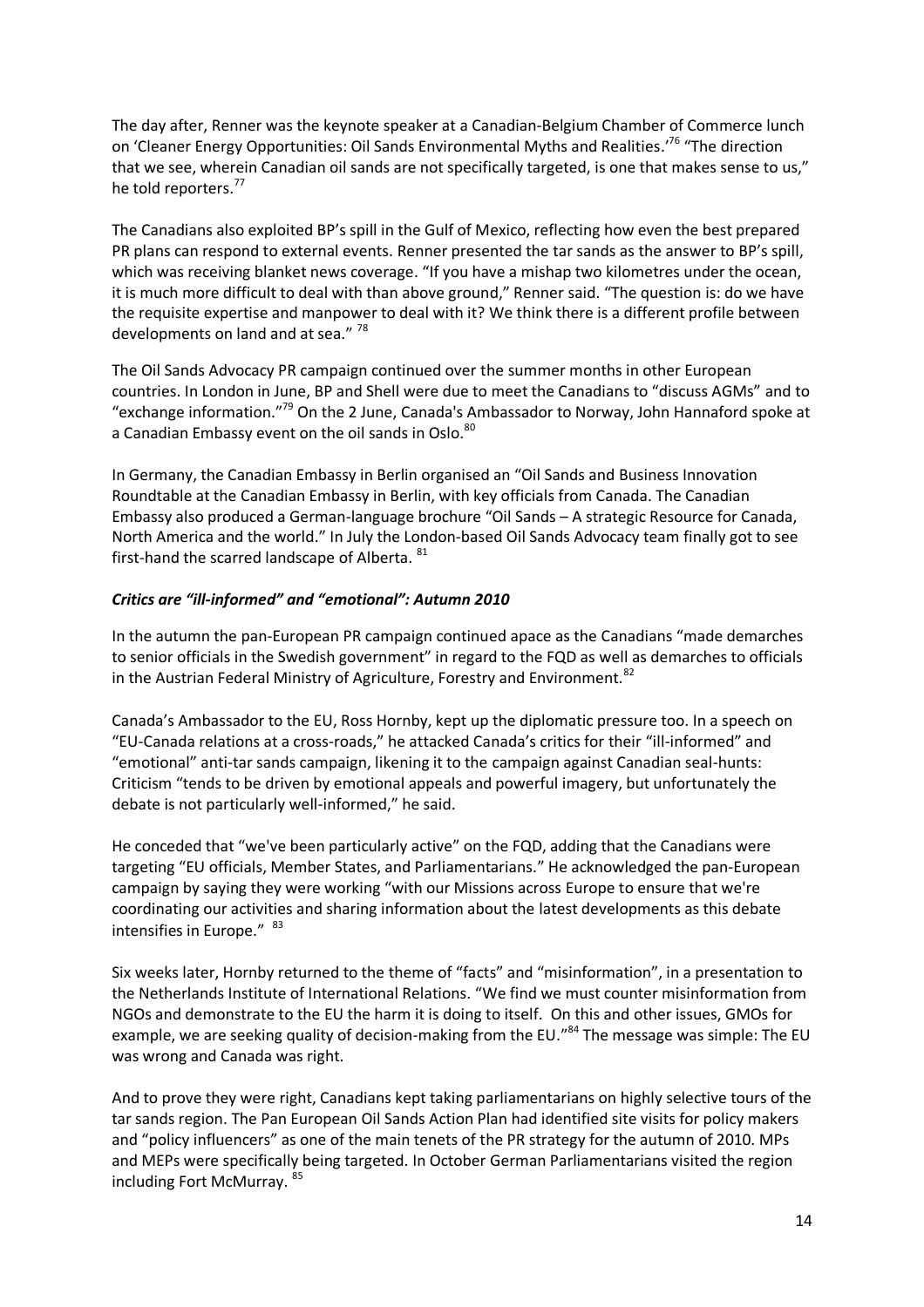The day after, Renner was the keynote speaker at a Canadian-Belgium Chamber of Commerce lunch on 'Cleaner Energy Opportunities: Oil Sands Environmental Myths and Realities.'[76] "The direction that we see, wherein Canadian oil sands are not specifically targeted, is one that makes sense to us," he told reporters.[77]

The Canadians also exploited BP's spill in the Gulf of Mexico, reflecting how even the best prepared PR plans can respond to external events. Renner presented the tar sands as the answer to BP's spill, which was receiving blanket news coverage. "If you have a mishap two kilometres under the ocean, it is much more difficult to deal with than above ground," Renner said. "The question is: do we have the requisite expertise and manpower to deal with it? We think there is a different profile between developments on land and at sea." [78]

The Oil Sands Advocacy PR campaign continued over the summer months in other European countries. In London in June, BP and Shell were due to meet the Canadians to "discuss AGMs" and to "exchange information."[79] On the 2 June, Canada's Ambassador to Norway, John Hannaford spoke at a Canadian Embassy event on the oil sands in Oslo.[80]

In Germany, the Canadian Embassy in Berlin organised an "Oil Sands and Business Innovation Roundtable at the Canadian Embassy in Berlin, with key officials from Canada. The Canadian Embassy also produced a German-language brochure "Oil Sands – A strategic Resource for Canada, North America and the world." In July the London-based Oil Sands Advocacy team finally got to see first-hand the scarred landscape of Alberta. [81]

### *Critics are "ill-informed" and "emotional": Autumn 2010*

In the autumn the pan-European PR campaign continued apace as the Canadians "made demarches to senior officials in the Swedish government" in regard to the FQD as well as demarches to officials in the Austrian Federal Ministry of Agriculture, Forestry and Environment.[82]

Canada's Ambassador to the EU, Ross Hornby, kept up the diplomatic pressure too. In a speech on "EU-Canada relations at a cross-roads," he attacked Canada's critics for their "ill-informed" and "emotional" anti-tar sands campaign, likening it to the campaign against Canadian seal-hunts: Criticism "tends to be driven by emotional appeals and powerful imagery, but unfortunately the debate is not particularly well-informed," he said.

He conceded that "we've been particularly active" on the FQD, adding that the Canadians were targeting "EU officials, Member States, and Parliamentarians." He acknowledged the pan-European campaign by saying they were working "with our Missions across Europe to ensure that we're coordinating our activities and sharing information about the latest developments as this debate intensifies in Europe." [83]

Six weeks later, Hornby returned to the theme of "facts" and "misinformation", in a presentation to the Netherlands Institute of International Relations. "We find we must counter misinformation from NGOs and demonstrate to the EU the harm it is doing to itself. On this and other issues, GMOs for example, we are seeking quality of decision-making from the EU."[84] The message was simple: The EU was wrong and Canada was right.

And to prove they were right, Canadians kept taking parliamentarians on highly selective tours of the tar sands region. The Pan European Oil Sands Action Plan had identified site visits for policy makers and "policy influencers" as one of the main tenets of the PR strategy for the autumn of 2010. MPs and MEPs were specifically being targeted. In October German Parliamentarians visited the region including Fort McMurray. [85]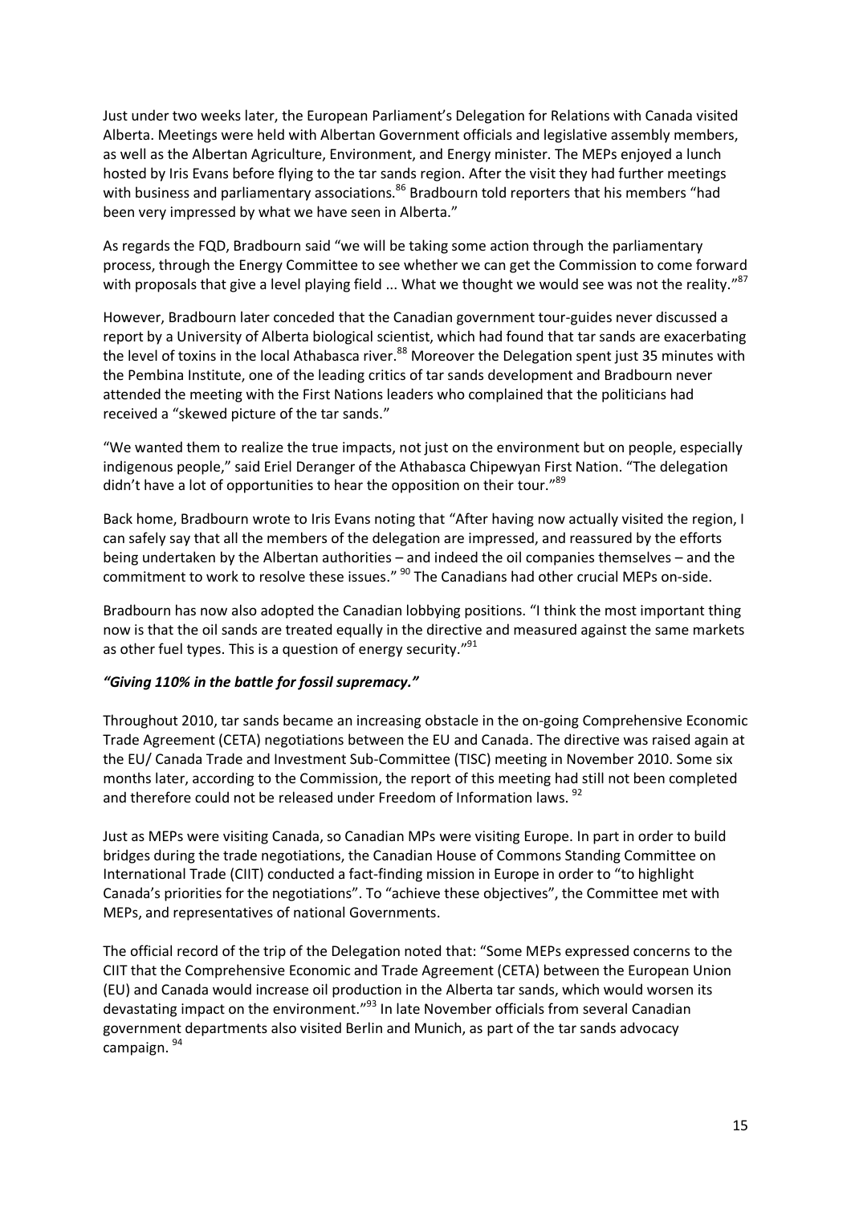Just under two weeks later, the European Parliament's Delegation for Relations with Canada visited Alberta. Meetings were held with Albertan Government officials and legislative assembly members, as well as the Albertan Agriculture, Environment, and Energy minister. The MEPs enjoyed a lunch hosted by Iris Evans before flying to the tar sands region. After the visit they had further meetings with business and parliamentary associations.[86] Bradbourn told reporters that his members "had been very impressed by what we have seen in Alberta."

As regards the FQD, Bradbourn said "we will be taking some action through the parliamentary process, through the Energy Committee to see whether we can get the Commission to come forward with proposals that give a level playing field ... What we thought we would see was not the reality."[87]

However, Bradbourn later conceded that the Canadian government tour-guides never discussed a report by a University of Alberta biological scientist, which had found that tar sands are exacerbating the level of toxins in the local Athabasca river.[88] Moreover the Delegation spent just 35 minutes with the Pembina Institute, one of the leading critics of tar sands development and Bradbourn never attended the meeting with the First Nations leaders who complained that the politicians had received a "skewed picture of the tar sands."

"We wanted them to realize the true impacts, not just on the environment but on people, especially indigenous people," said Eriel Deranger of the Athabasca Chipewyan First Nation. "The delegation didn't have a lot of opportunities to hear the opposition on their tour."[89]

Back home, Bradbourn wrote to Iris Evans noting that "After having now actually visited the region, I can safely say that all the members of the delegation are impressed, and reassured by the efforts being undertaken by the Albertan authorities – and indeed the oil companies themselves – and the commitment to work to resolve these issues." [90] The Canadians had other crucial MEPs on-side.

Bradbourn has now also adopted the Canadian lobbying positions. "I think the most important thing now is that the oil sands are treated equally in the directive and measured against the same markets as other fuel types. This is a question of energy security."[91]

### *"Giving 110% in the battle for fossil supremacy."*

Throughout 2010, tar sands became an increasing obstacle in the on-going Comprehensive Economic Trade Agreement (CETA) negotiations between the EU and Canada. The directive was raised again at the EU/ Canada Trade and Investment Sub-Committee (TISC) meeting in November 2010. Some six months later, according to the Commission, the report of this meeting had still not been completed and therefore could not be released under Freedom of Information laws. [92]

Just as MEPs were visiting Canada, so Canadian MPs were visiting Europe. In part in order to build bridges during the trade negotiations, the Canadian House of Commons Standing Committee on International Trade (CIIT) conducted a fact-finding mission in Europe in order to "to highlight Canada's priorities for the negotiations". To "achieve these objectives", the Committee met with MEPs, and representatives of national Governments.

The official record of the trip of the Delegation noted that: "Some MEPs expressed concerns to the CIIT that the Comprehensive Economic and Trade Agreement (CETA) between the European Union (EU) and Canada would increase oil production in the Alberta tar sands, which would worsen its devastating impact on the environment."[93] In late November officials from several Canadian government departments also visited Berlin and Munich, as part of the tar sands advocacy campaign. [94]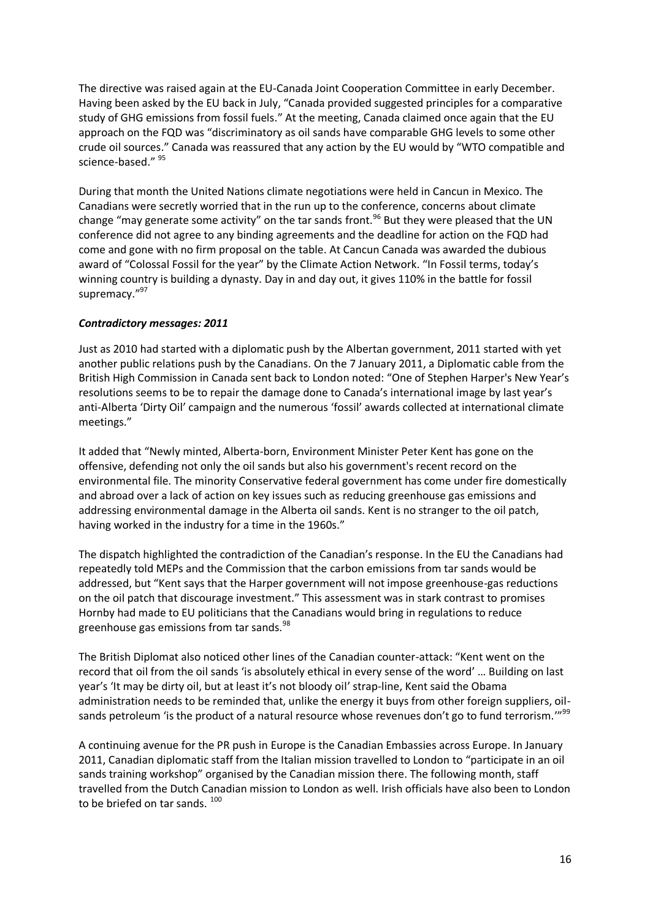The directive was raised again at the EU-Canada Joint Cooperation Committee in early December. Having been asked by the EU back in July, "Canada provided suggested principles for a comparative study of GHG emissions from fossil fuels." At the meeting, Canada claimed once again that the EU approach on the FQD was "discriminatory as oil sands have comparable GHG levels to some other crude oil sources." Canada was reassured that any action by the EU would by "WTO compatible and science-based." [95]

During that month the United Nations climate negotiations were held in Cancun in Mexico. The Canadians were secretly worried that in the run up to the conference, concerns about climate change "may generate some activity" on the tar sands front.[96] But they were pleased that the UN conference did not agree to any binding agreements and the deadline for action on the FQD had come and gone with no firm proposal on the table. At Cancun Canada was awarded the dubious award of "Colossal Fossil for the year" by the Climate Action Network. "In Fossil terms, today's winning country is building a dynasty. Day in and day out, it gives 110% in the battle for fossil supremacy."[97]

### *Contradictory messages: 2011*

Just as 2010 had started with a diplomatic push by the Albertan government, 2011 started with yet another public relations push by the Canadians. On the 7 January 2011, a Diplomatic cable from the British High Commission in Canada sent back to London noted: "One of Stephen Harper's New Year's resolutions seems to be to repair the damage done to Canada's international image by last year's anti-Alberta 'Dirty Oil' campaign and the numerous 'fossil' awards collected at international climate meetings."

It added that "Newly minted, Alberta-born, Environment Minister Peter Kent has gone on the offensive, defending not only the oil sands but also his government's recent record on the environmental file. The minority Conservative federal government has come under fire domestically and abroad over a lack of action on key issues such as reducing greenhouse gas emissions and addressing environmental damage in the Alberta oil sands. Kent is no stranger to the oil patch, having worked in the industry for a time in the 1960s."

The dispatch highlighted the contradiction of the Canadian's response. In the EU the Canadians had repeatedly told MEPs and the Commission that the carbon emissions from tar sands would be addressed, but "Kent says that the Harper government will not impose greenhouse-gas reductions on the oil patch that discourage investment." This assessment was in stark contrast to promises Hornby had made to EU politicians that the Canadians would bring in regulations to reduce greenhouse gas emissions from tar sands.[98]

The British Diplomat also noticed other lines of the Canadian counter-attack: "Kent went on the record that oil from the oil sands 'is absolutely ethical in every sense of the word' … Building on last year's 'It may be dirty oil, but at least it's not bloody oil' strap-line, Kent said the Obama administration needs to be reminded that, unlike the energy it buys from other foreign suppliers, oil-sands petroleum 'is the product of a natural resource whose revenues don't go to fund terrorism.'"[99]

A continuing avenue for the PR push in Europe is the Canadian Embassies across Europe. In January 2011, Canadian diplomatic staff from the Italian mission travelled to London to "participate in an oil sands training workshop" organised by the Canadian mission there. The following month, staff travelled from the Dutch Canadian mission to London as well. Irish officials have also been to London to be briefed on tar sands. [100]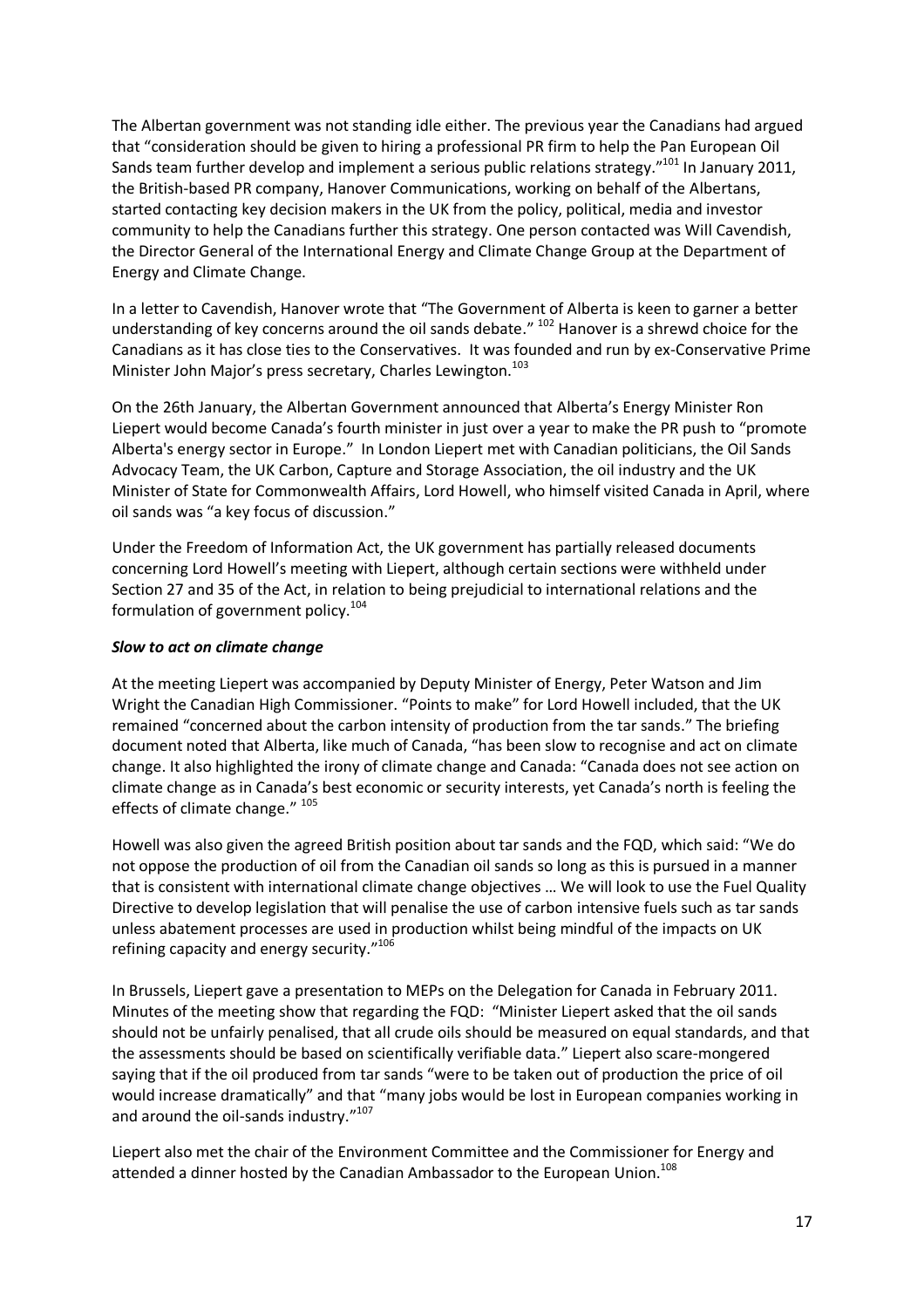The Albertan government was not standing idle either. The previous year the Canadians had argued that "consideration should be given to hiring a professional PR firm to help the Pan European Oil Sands team further develop and implement a serious public relations strategy."[101] In January 2011, the British-based PR company, Hanover Communications, working on behalf of the Albertans, started contacting key decision makers in the UK from the policy, political, media and investor community to help the Canadians further this strategy. One person contacted was Will Cavendish, the Director General of the International Energy and Climate Change Group at the Department of Energy and Climate Change.

In a letter to Cavendish, Hanover wrote that "The Government of Alberta is keen to garner a better understanding of key concerns around the oil sands debate."[102] Hanover is a shrewd choice for the Canadians as it has close ties to the Conservatives. It was founded and run by ex-Conservative Prime Minister John Major's press secretary, Charles Lewington.[103]

On the 26th January, the Albertan Government announced that Alberta's Energy Minister Ron Liepert would become Canada's fourth minister in just over a year to make the PR push to "promote Alberta's energy sector in Europe." In London Liepert met with Canadian politicians, the Oil Sands Advocacy Team, the UK Carbon, Capture and Storage Association, the oil industry and the UK Minister of State for Commonwealth Affairs, Lord Howell, who himself visited Canada in April, where oil sands was "a key focus of discussion."

Under the Freedom of Information Act, the UK government has partially released documents concerning Lord Howell's meeting with Liepert, although certain sections were withheld under Section 27 and 35 of the Act, in relation to being prejudicial to international relations and the formulation of government policy.[104]

### *Slow to act on climate change*

At the meeting Liepert was accompanied by Deputy Minister of Energy, Peter Watson and Jim Wright the Canadian High Commissioner. "Points to make" for Lord Howell included, that the UK remained "concerned about the carbon intensity of production from the tar sands." The briefing document noted that Alberta, like much of Canada, "has been slow to recognise and act on climate change. It also highlighted the irony of climate change and Canada: "Canada does not see action on climate change as in Canada's best economic or security interests, yet Canada's north is feeling the effects of climate change."[105]

Howell was also given the agreed British position about tar sands and the FQD, which said: "We do not oppose the production of oil from the Canadian oil sands so long as this is pursued in a manner that is consistent with international climate change objectives … We will look to use the Fuel Quality Directive to develop legislation that will penalise the use of carbon intensive fuels such as tar sands unless abatement processes are used in production whilst being mindful of the impacts on UK refining capacity and energy security."[106]

In Brussels, Liepert gave a presentation to MEPs on the Delegation for Canada in February 2011. Minutes of the meeting show that regarding the FQD: "Minister Liepert asked that the oil sands should not be unfairly penalised, that all crude oils should be measured on equal standards, and that the assessments should be based on scientifically verifiable data." Liepert also scare-mongered saying that if the oil produced from tar sands "were to be taken out of production the price of oil would increase dramatically" and that "many jobs would be lost in European companies working in and around the oil-sands industry."[107]

Liepert also met the chair of the Environment Committee and the Commissioner for Energy and attended a dinner hosted by the Canadian Ambassador to the European Union.[108]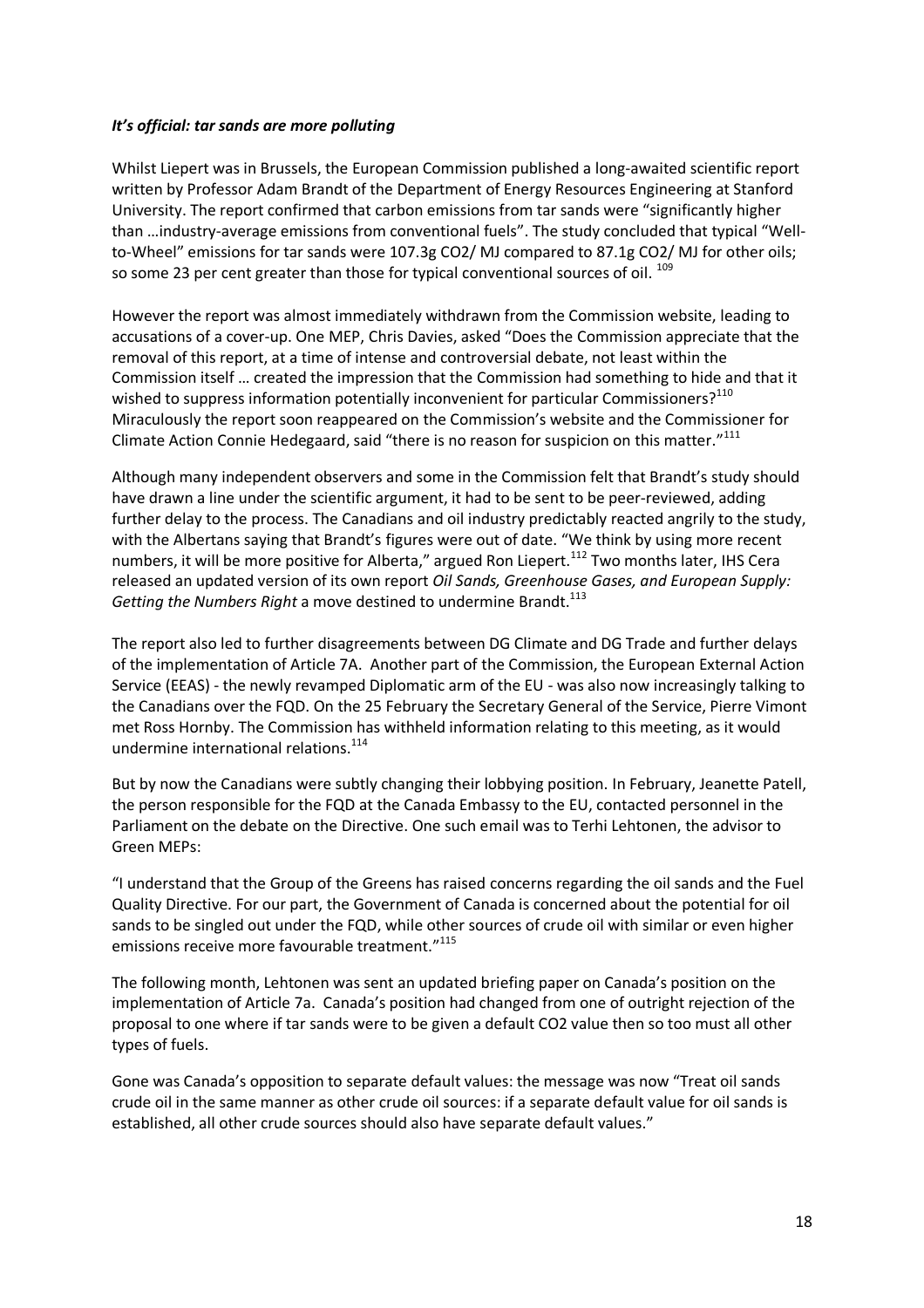***It's official: tar sands are more polluting***

Whilst Liepert was in Brussels, the European Commission published a long-awaited scientific report written by Professor Adam Brandt of the Department of Energy Resources Engineering at Stanford University. The report confirmed that carbon emissions from tar sands were "significantly higher than …industry-average emissions from conventional fuels". The study concluded that typical "Well-to-Wheel" emissions for tar sands were 107.3g $CO_2$/ MJ compared to 87.1g $CO_2$/ MJ for other oils; so some 23 per cent greater than those for typical conventional sources of oil. [109]

However the report was almost immediately withdrawn from the Commission website, leading to accusations of a cover-up. One MEP, Chris Davies, asked "Does the Commission appreciate that the removal of this report, at a time of intense and controversial debate, not least within the Commission itself … created the impression that the Commission had something to hide and that it wished to suppress information potentially inconvenient for particular Commissioners?[110] Miraculously the report soon reappeared on the Commission's website and the Commissioner for Climate Action Connie Hedegaard, said "there is no reason for suspicion on this matter."[111]

Although many independent observers and some in the Commission felt that Brandt's study should have drawn a line under the scientific argument, it had to be sent to be peer-reviewed, adding further delay to the process. The Canadians and oil industry predictably reacted angrily to the study, with the Albertans saying that Brandt's figures were out of date. "We think by using more recent numbers, it will be more positive for Alberta," argued Ron Liepert.[112] Two months later, IHS Cera released an updated version of its own report *Oil Sands, Greenhouse Gases, and European Supply: Getting the Numbers Right* a move destined to undermine Brandt.[113]

The report also led to further disagreements between DG Climate and DG Trade and further delays of the implementation of Article 7A. Another part of the Commission, the European External Action Service (EEAS) - the newly revamped Diplomatic arm of the EU - was also now increasingly talking to the Canadians over the FQD. On the 25 February the Secretary General of the Service, Pierre Vimont met Ross Hornby. The Commission has withheld information relating to this meeting, as it would undermine international relations.[114]

But by now the Canadians were subtly changing their lobbying position. In February, Jeanette Patell, the person responsible for the FQD at the Canada Embassy to the EU, contacted personnel in the Parliament on the debate on the Directive. One such email was to Terhi Lehtonen, the advisor to Green MEPs:

"I understand that the Group of the Greens has raised concerns regarding the oil sands and the Fuel Quality Directive. For our part, the Government of Canada is concerned about the potential for oil sands to be singled out under the FQD, while other sources of crude oil with similar or even higher emissions receive more favourable treatment."[115]

The following month, Lehtonen was sent an updated briefing paper on Canada's position on the implementation of Article 7a. Canada's position had changed from one of outright rejection of the proposal to one where if tar sands were to be given a default $CO_2$ value then so too must all other types of fuels.

Gone was Canada's opposition to separate default values: the message was now "Treat oil sands crude oil in the same manner as other crude oil sources: if a separate default value for oil sands is established, all other crude sources should also have separate default values."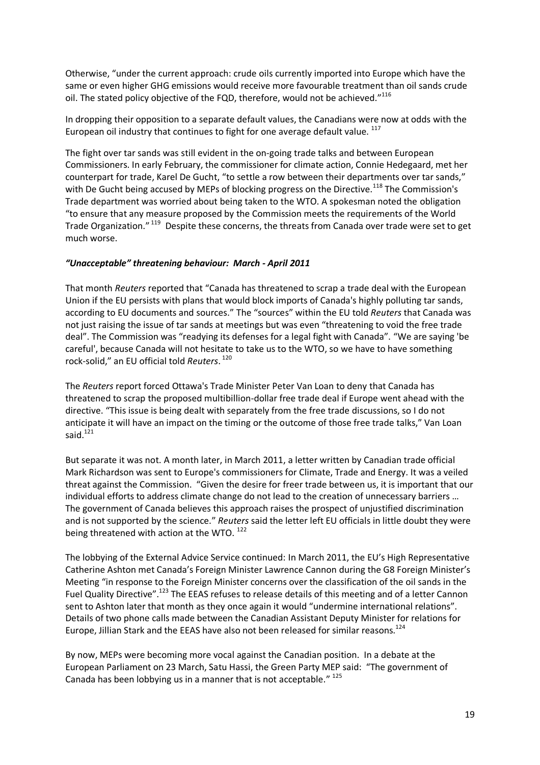Otherwise, "under the current approach: crude oils currently imported into Europe which have the same or even higher GHG emissions would receive more favourable treatment than oil sands crude oil. The stated policy objective of the FQD, therefore, would not be achieved."[116]

In dropping their opposition to a separate default values, the Canadians were now at odds with the European oil industry that continues to fight for one average default value. [117]

The fight over tar sands was still evident in the on-going trade talks and between European Commissioners. In early February, the commissioner for climate action, Connie Hedegaard, met her counterpart for trade, Karel De Gucht, "to settle a row between their departments over tar sands," with De Gucht being accused by MEPs of blocking progress on the Directive.[118] The Commission's Trade department was worried about being taken to the WTO. A spokesman noted the obligation "to ensure that any measure proposed by the Commission meets the requirements of the World Trade Organization." [119] Despite these concerns, the threats from Canada over trade were set to get much worse.

### *"Unacceptable" threatening behaviour: March - April 2011*

That month *Reuters* reported that "Canada has threatened to scrap a trade deal with the European Union if the EU persists with plans that would block imports of Canada's highly polluting tar sands, according to EU documents and sources." The "sources" within the EU told *Reuters* that Canada was not just raising the issue of tar sands at meetings but was even "threatening to void the free trade deal". The Commission was "readying its defenses for a legal fight with Canada". "We are saying 'be careful', because Canada will not hesitate to take us to the WTO, so we have to have something rock-solid," an EU official told *Reuters*. [120]

The *Reuters* report forced Ottawa's Trade Minister Peter Van Loan to deny that Canada has threatened to scrap the proposed multibillion-dollar free trade deal if Europe went ahead with the directive. "This issue is being dealt with separately from the free trade discussions, so I do not anticipate it will have an impact on the timing or the outcome of those free trade talks," Van Loan said.[121]

But separate it was not. A month later, in March 2011, a letter written by Canadian trade official Mark Richardson was sent to Europe's commissioners for Climate, Trade and Energy. It was a veiled threat against the Commission. "Given the desire for freer trade between us, it is important that our individual efforts to address climate change do not lead to the creation of unnecessary barriers … The government of Canada believes this approach raises the prospect of unjustified discrimination and is not supported by the science." *Reuters* said the letter left EU officials in little doubt they were being threatened with action at the WTO. [122]

The lobbying of the External Advice Service continued: In March 2011, the EU's High Representative Catherine Ashton met Canada's Foreign Minister Lawrence Cannon during the G8 Foreign Minister's Meeting "in response to the Foreign Minister concerns over the classification of the oil sands in the Fuel Quality Directive".[123] The EEAS refuses to release details of this meeting and of a letter Cannon sent to Ashton later that month as they once again it would "undermine international relations". Details of two phone calls made between the Canadian Assistant Deputy Minister for relations for Europe, Jillian Stark and the EEAS have also not been released for similar reasons.[124]

By now, MEPs were becoming more vocal against the Canadian position. In a debate at the European Parliament on 23 March, Satu Hassi, the Green Party MEP said: "The government of Canada has been lobbying us in a manner that is not acceptable." [125]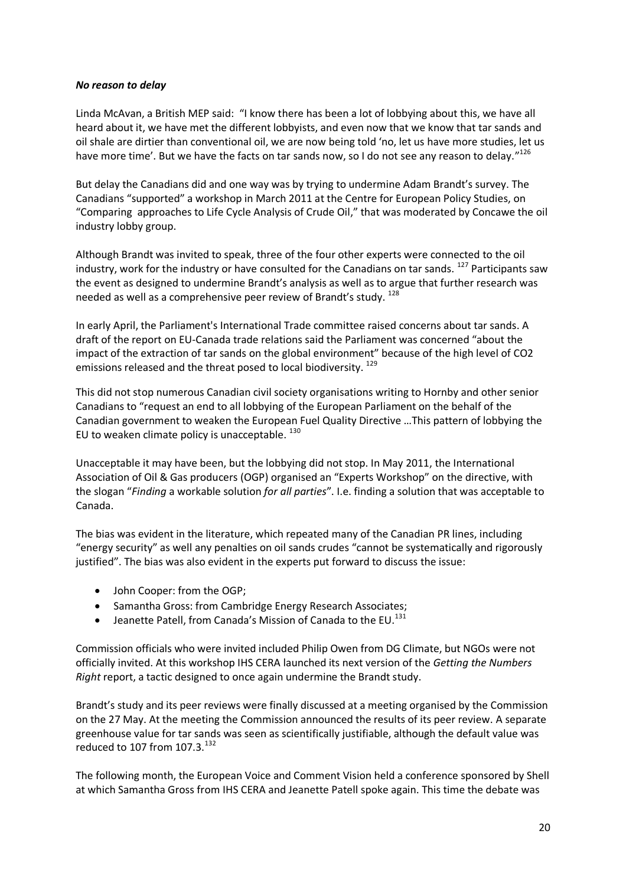***No reason to delay***

Linda McAvan, a British MEP said: "I know there has been a lot of lobbying about this, we have all heard about it, we have met the different lobbyists, and even now that we know that tar sands and oil shale are dirtier than conventional oil, we are now being told 'no, let us have more studies, let us have more time'. But we have the facts on tar sands now, so I do not see any reason to delay."[126]

But delay the Canadians did and one way was by trying to undermine Adam Brandt's survey. The Canadians "supported" a workshop in March 2011 at the Centre for European Policy Studies, on "Comparing approaches to Life Cycle Analysis of Crude Oil," that was moderated by Concawe the oil industry lobby group.

Although Brandt was invited to speak, three of the four other experts were connected to the oil industry, work for the industry or have consulted for the Canadians on tar sands. [127] Participants saw the event as designed to undermine Brandt's analysis as well as to argue that further research was needed as well as a comprehensive peer review of Brandt's study. [128]

In early April, the Parliament's International Trade committee raised concerns about tar sands. A draft of the report on EU-Canada trade relations said the Parliament was concerned "about the impact of the extraction of tar sands on the global environment" because of the high level of CO2 emissions released and the threat posed to local biodiversity. [129]

This did not stop numerous Canadian civil society organisations writing to Hornby and other senior Canadians to "request an end to all lobbying of the European Parliament on the behalf of the Canadian government to weaken the European Fuel Quality Directive …This pattern of lobbying the EU to weaken climate policy is unacceptable. [130]

Unacceptable it may have been, but the lobbying did not stop. In May 2011, the International Association of Oil & Gas producers (OGP) organised an "Experts Workshop" on the directive, with the slogan "*Finding* a workable solution *for all parties*". I.e. finding a solution that was acceptable to Canada.

The bias was evident in the literature, which repeated many of the Canadian PR lines, including "energy security" as well any penalties on oil sands crudes "cannot be systematically and rigorously justified". The bias was also evident in the experts put forward to discuss the issue:

- John Cooper: from the OGP;
- Samantha Gross: from Cambridge Energy Research Associates;
- Jeanette Patell, from Canada's Mission of Canada to the EU.[131]

Commission officials who were invited included Philip Owen from DG Climate, but NGOs were not officially invited. At this workshop IHS CERA launched its next version of the *Getting the Numbers Right* report, a tactic designed to once again undermine the Brandt study.

Brandt's study and its peer reviews were finally discussed at a meeting organised by the Commission on the 27 May. At the meeting the Commission announced the results of its peer review. A separate greenhouse value for tar sands was seen as scientifically justifiable, although the default value was reduced to 107 from 107.3.[132]

The following month, the European Voice and Comment Vision held a conference sponsored by Shell at which Samantha Gross from IHS CERA and Jeanette Patell spoke again. This time the debate was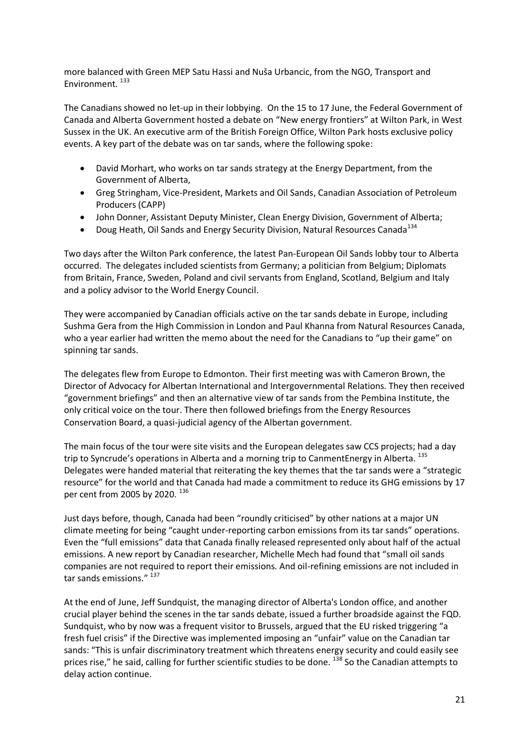more balanced with Green MEP Satu Hassi and Nuša Urbancic, from the NGO, Transport and Environment. [133]

The Canadians showed no let-up in their lobbying. On the 15 to 17 June, the Federal Government of Canada and Alberta Government hosted a debate on "New energy frontiers" at Wilton Park, in West Sussex in the UK. An executive arm of the British Foreign Office, Wilton Park hosts exclusive policy events. A key part of the debate was on tar sands, where the following spoke:

- David Morhart, who works on tar sands strategy at the Energy Department, from the Government of Alberta,
- Greg Stringham, Vice-President, Markets and Oil Sands, Canadian Association of Petroleum Producers (CAPP)
- John Donner, Assistant Deputy Minister, Clean Energy Division, Government of Alberta;
- Doug Heath, Oil Sands and Energy Security Division, Natural Resources Canada[134]

Two days after the Wilton Park conference, the latest Pan-European Oil Sands lobby tour to Alberta occurred. The delegates included scientists from Germany; a politician from Belgium; Diplomats from Britain, France, Sweden, Poland and civil servants from England, Scotland, Belgium and Italy and a policy advisor to the World Energy Council.

They were accompanied by Canadian officials active on the tar sands debate in Europe, including Sushma Gera from the High Commission in London and Paul Khanna from Natural Resources Canada, who a year earlier had written the memo about the need for the Canadians to "up their game" on spinning tar sands.

The delegates flew from Europe to Edmonton. Their first meeting was with Cameron Brown, the Director of Advocacy for Albertan International and Intergovernmental Relations. They then received "government briefings" and then an alternative view of tar sands from the Pembina Institute, the only critical voice on the tour. There then followed briefings from the Energy Resources Conservation Board, a quasi-judicial agency of the Albertan government.

The main focus of the tour were site visits and the European delegates saw CCS projects; had a day trip to Syncrude's operations in Alberta and a morning trip to CanmentEnergy in Alberta. [135] Delegates were handed material that reiterating the key themes that the tar sands were a "strategic resource" for the world and that Canada had made a commitment to reduce its GHG emissions by 17 per cent from 2005 by 2020. [136]

Just days before, though, Canada had been "roundly criticised" by other nations at a major UN climate meeting for being "caught under-reporting carbon emissions from its tar sands" operations. Even the "full emissions" data that Canada finally released represented only about half of the actual emissions. A new report by Canadian researcher, Michelle Mech had found that "small oil sands companies are not required to report their emissions. And oil-refining emissions are not included in tar sands emissions." [137]

At the end of June, Jeff Sundquist, the managing director of Alberta's London office, and another crucial player behind the scenes in the tar sands debate, issued a further broadside against the FQD. Sundquist, who by now was a frequent visitor to Brussels, argued that the EU risked triggering "a fresh fuel crisis" if the Directive was implemented imposing an "unfair" value on the Canadian tar sands: "This is unfair discriminatory treatment which threatens energy security and could easily see prices rise," he said, calling for further scientific studies to be done. [138] So the Canadian attempts to delay action continue.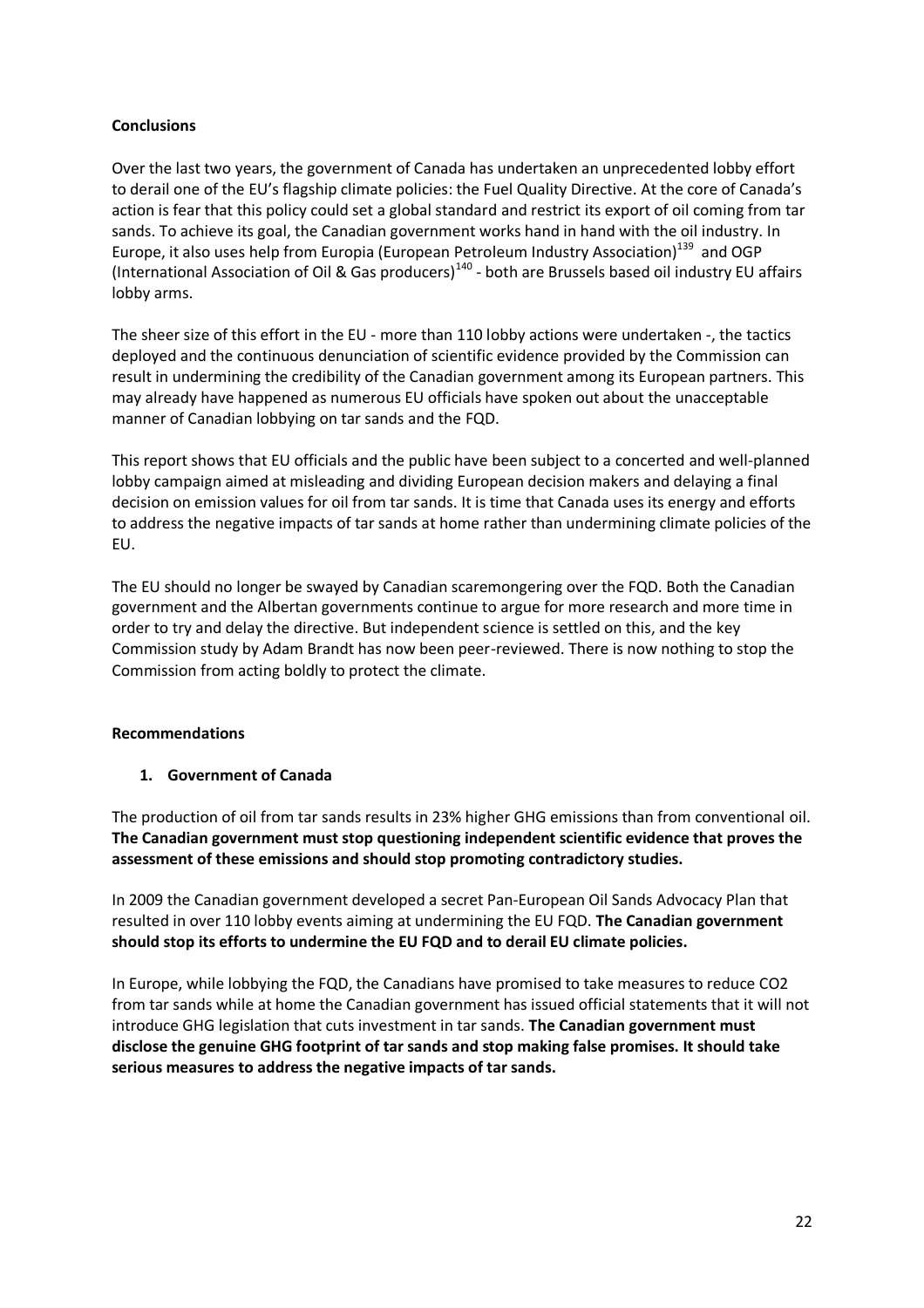**Conclusions**

Over the last two years, the government of Canada has undertaken an unprecedented lobby effort to derail one of the EU's flagship climate policies: the Fuel Quality Directive. At the core of Canada's action is fear that this policy could set a global standard and restrict its export of oil coming from tar sands. To achieve its goal, the Canadian government works hand in hand with the oil industry. In Europe, it also uses help from Europia (European Petroleum Industry Association)[139] and OGP (International Association of Oil & Gas producers)[140] - both are Brussels based oil industry EU affairs lobby arms.

The sheer size of this effort in the EU - more than 110 lobby actions were undertaken -, the tactics deployed and the continuous denunciation of scientific evidence provided by the Commission can result in undermining the credibility of the Canadian government among its European partners. This may already have happened as numerous EU officials have spoken out about the unacceptable manner of Canadian lobbying on tar sands and the FQD.

This report shows that EU officials and the public have been subject to a concerted and well-planned lobby campaign aimed at misleading and dividing European decision makers and delaying a final decision on emission values for oil from tar sands. It is time that Canada uses its energy and efforts to address the negative impacts of tar sands at home rather than undermining climate policies of the EU.

The EU should no longer be swayed by Canadian scaremongering over the FQD. Both the Canadian government and the Albertan governments continue to argue for more research and more time in order to try and delay the directive. But independent science is settled on this, and the key Commission study by Adam Brandt has now been peer-reviewed. There is now nothing to stop the Commission from acting boldly to protect the climate.

**Recommendations**

1. **Government of Canada**

The production of oil from tar sands results in 23% higher GHG emissions than from conventional oil. **The Canadian government must stop questioning independent scientific evidence that proves the assessment of these emissions and should stop promoting contradictory studies.**

In 2009 the Canadian government developed a secret Pan-European Oil Sands Advocacy Plan that resulted in over 110 lobby events aiming at undermining the EU FQD. **The Canadian government should stop its efforts to undermine the EU FQD and to derail EU climate policies.**

In Europe, while lobbying the FQD, the Canadians have promised to take measures to reduce $CO_2$ from tar sands while at home the Canadian government has issued official statements that it will not introduce GHG legislation that cuts investment in tar sands. **The Canadian government must disclose the genuine GHG footprint of tar sands and stop making false promises. It should take serious measures to address the negative impacts of tar sands.**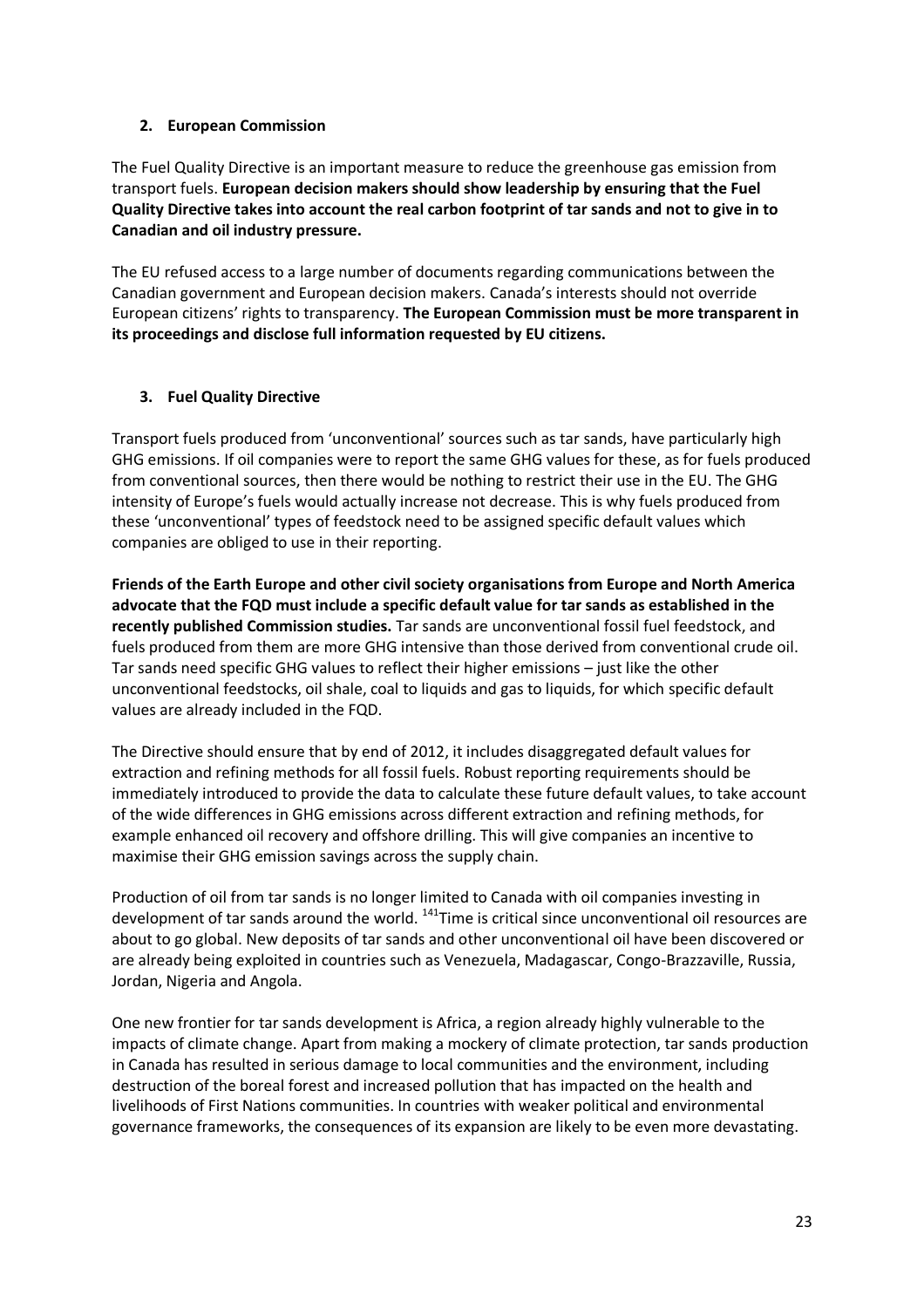## 2. European Commission

The Fuel Quality Directive is an important measure to reduce the greenhouse gas emission from transport fuels. **European decision makers should show leadership by ensuring that the Fuel Quality Directive takes into account the real carbon footprint of tar sands and not to give in to Canadian and oil industry pressure.**

The EU refused access to a large number of documents regarding communications between the Canadian government and European decision makers. Canada's interests should not override European citizens' rights to transparency. **The European Commission must be more transparent in its proceedings and disclose full information requested by EU citizens.**

## 3. Fuel Quality Directive

Transport fuels produced from 'unconventional' sources such as tar sands, have particularly high GHG emissions. If oil companies were to report the same GHG values for these, as for fuels produced from conventional sources, then there would be nothing to restrict their use in the EU. The GHG intensity of Europe's fuels would actually increase not decrease. This is why fuels produced from these 'unconventional' types of feedstock need to be assigned specific default values which companies are obliged to use in their reporting.

**Friends of the Earth Europe and other civil society organisations from Europe and North America advocate that the FQD must include a specific default value for tar sands as established in the recently published Commission studies.** Tar sands are unconventional fossil fuel feedstock, and fuels produced from them are more GHG intensive than those derived from conventional crude oil. Tar sands need specific GHG values to reflect their higher emissions – just like the other unconventional feedstocks, oil shale, coal to liquids and gas to liquids, for which specific default values are already included in the FQD.

The Directive should ensure that by end of 2012, it includes disaggregated default values for extraction and refining methods for all fossil fuels. Robust reporting requirements should be immediately introduced to provide the data to calculate these future default values, to take account of the wide differences in GHG emissions across different extraction and refining methods, for example enhanced oil recovery and offshore drilling. This will give companies an incentive to maximise their GHG emission savings across the supply chain.

Production of oil from tar sands is no longer limited to Canada with oil companies investing in development of tar sands around the world. [141]Time is critical since unconventional oil resources are about to go global. New deposits of tar sands and other unconventional oil have been discovered or are already being exploited in countries such as Venezuela, Madagascar, Congo-Brazzaville, Russia, Jordan, Nigeria and Angola.

One new frontier for tar sands development is Africa, a region already highly vulnerable to the impacts of climate change. Apart from making a mockery of climate protection, tar sands production in Canada has resulted in serious damage to local communities and the environment, including destruction of the boreal forest and increased pollution that has impacted on the health and livelihoods of First Nations communities. In countries with weaker political and environmental governance frameworks, the consequences of its expansion are likely to be even more devastating.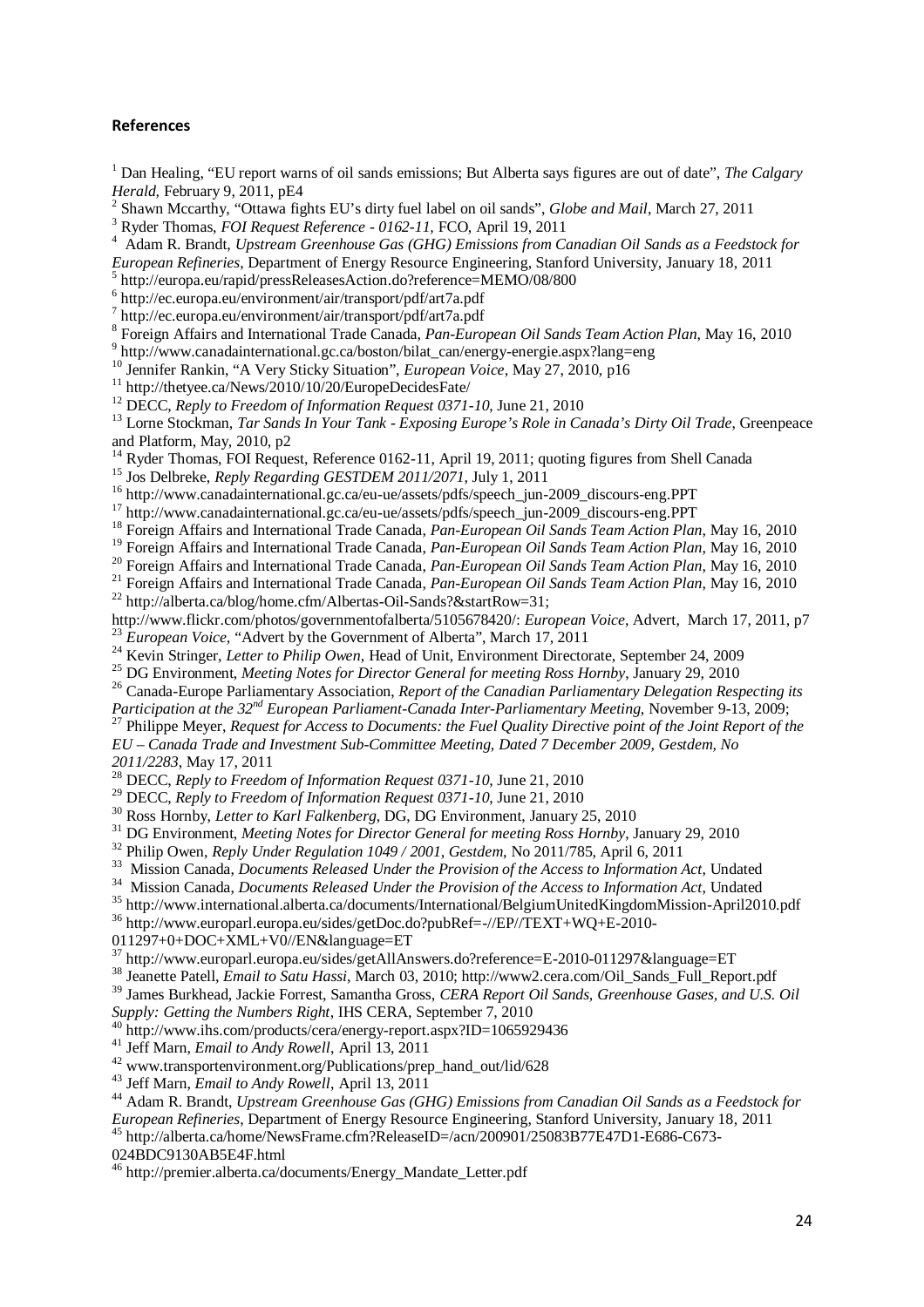**References**

[1] Dan Healing, "EU report warns of oil sands emissions; But Alberta says figures are out of date", *The Calgary Herald*, February 9, 2011, pE4

[2] Shawn Mccarthy, "Ottawa fights EU's dirty fuel label on oil sands", *Globe and Mail*, March 27, 2011

[3] Ryder Thomas, *FOI Request Reference - 0162-11*, FCO, April 19, 2011

[4] Adam R. Brandt, *Upstream Greenhouse Gas (GHG) Emissions from Canadian Oil Sands as a Feedstock for European Refineries*, Department of Energy Resource Engineering, Stanford University, January 18, 2011

[5] http://europa.eu/rapid/pressReleasesAction.do?reference=MEMO/08/800

[6] http://ec.europa.eu/environment/air/transport/pdf/art7a.pdf

[7] http://ec.europa.eu/environment/air/transport/pdf/art7a.pdf

[8] Foreign Affairs and International Trade Canada, *Pan-European Oil Sands Team Action Plan*, May 16, 2010

[9] http://www.canadainternational.gc.ca/boston/bilat_can/energy-energie.aspx?lang=eng

[10] Jennifer Rankin, "A Very Sticky Situation", *European Voice*, May 27, 2010, p16

[11] http://thetyee.ca/News/2010/10/20/EuropeDecidesFate/

[12] DECC, *Reply to Freedom of Information Request 0371-10*, June 21, 2010

[13] Lorne Stockman, *Tar Sands In Your Tank - Exposing Europe's Role in Canada's Dirty Oil Trade*, Greenpeace and Platform, May, 2010, p2

[14] Ryder Thomas, FOI Request, Reference 0162-11, April 19, 2011; quoting figures from Shell Canada

[15] Jos Delbreke, *Reply Regarding GESTDEM 2011/2071*, July 1, 2011

[16] http://www.canadainternational.gc.ca/eu-ue/assets/pdfs/speech_jun-2009_discours-eng.PPT

[17] http://www.canadainternational.gc.ca/eu-ue/assets/pdfs/speech_jun-2009_discours-eng.PPT

[18] Foreign Affairs and International Trade Canada, *Pan-European Oil Sands Team Action Plan*, May 16, 2010

[19] Foreign Affairs and International Trade Canada, *Pan-European Oil Sands Team Action Plan*, May 16, 2010

[20] Foreign Affairs and International Trade Canada, *Pan-European Oil Sands Team Action Plan*, May 16, 2010

[21] Foreign Affairs and International Trade Canada, *Pan-European Oil Sands Team Action Plan*, May 16, 2010

[22] http://alberta.ca/blog/home.cfm/Albertas-Oil-Sands?&startRow=31; http://www.flickr.com/photos/governmentofalberta/5105678420/: *European Voice*, Advert, March 17, 2011, p7

[23] *European Voice*, "Advert by the Government of Alberta", March 17, 2011

[24] Kevin Stringer, *Letter to Philip Owen*, Head of Unit, Environment Directorate, September 24, 2009

[25] DG Environment, *Meeting Notes for Director General for meeting Ross Hornby*, January 29, 2010

[26] Canada-Europe Parliamentary Association, *Report of the Canadian Parliamentary Delegation Respecting its Participation at the 32nd European Parliament-Canada Inter-Parliamentary Meeting*, November 9-13, 2009;

[27] Philippe Meyer, *Request for Access to Documents: the Fuel Quality Directive point of the Joint Report of the EU – Canada Trade and Investment Sub-Committee Meeting, Dated 7 December 2009, Gestdem, No 2011/2283*, May 17, 2011

[28] DECC, *Reply to Freedom of Information Request 0371-10*, June 21, 2010

[29] DECC, *Reply to Freedom of Information Request 0371-10*, June 21, 2010

[30] Ross Hornby, *Letter to Karl Falkenberg*, DG, DG Environment, January 25, 2010

[31] DG Environment, *Meeting Notes for Director General for meeting Ross Hornby*, January 29, 2010

[32] Philip Owen, *Reply Under Regulation 1049 / 2001, Gestdem*, No 2011/785, April 6, 2011

[33] Mission Canada, *Documents Released Under the Provision of the Access to Information Act*, Undated

[34] Mission Canada, *Documents Released Under the Provision of the Access to Information Act*, Undated

[35] http://www.international.alberta.ca/documents/International/BelgiumUnitedKingdomMission-April2010.pdf

[36] http://www.europarl.europa.eu/sides/getDoc.do?pubRef=-//EP//TEXT+WQ+E-2010-011297+0+DOC+XML+V0//EN&language=ET

[37] http://www.europarl.europa.eu/sides/getAllAnswers.do?reference=E-2010-011297&language=ET

[38] Jeanette Patell, *Email to Satu Hassi*, March 03, 2010; http://www2.cera.com/Oil_Sands_Full_Report.pdf

[39] James Burkhead, Jackie Forrest, Samantha Gross, *CERA Report Oil Sands, Greenhouse Gases, and U.S. Oil Supply: Getting the Numbers Right*, IHS CERA, September 7, 2010

[40] http://www.ihs.com/products/cera/energy-report.aspx?ID=1065929436

[41] Jeff Marn, *Email to Andy Rowell*, April 13, 2011

[42] www.transportenvironment.org/Publications/prep_hand_out/lid/628

[43] Jeff Marn, *Email to Andy Rowell*, April 13, 2011

[44] Adam R. Brandt, *Upstream Greenhouse Gas (GHG) Emissions from Canadian Oil Sands as a Feedstock for European Refineries*, Department of Energy Resource Engineering, Stanford University, January 18, 2011

[45] http://alberta.ca/home/NewsFrame.cfm?ReleaseID=/acn/200901/25083B77E47D1-E686-C673-024BDC9130AB5E4F.html

[46] http://premier.alberta.ca/documents/Energy_Mandate_Letter.pdf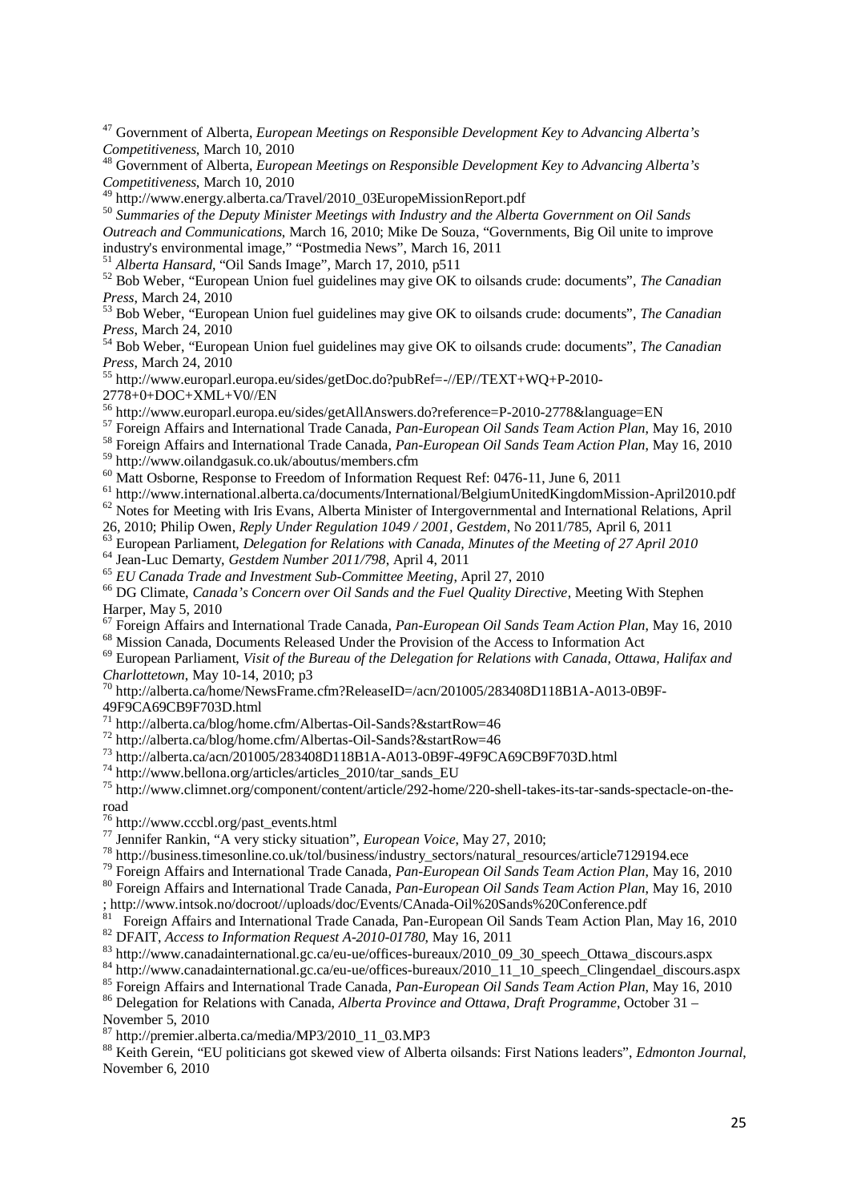[47] Government of Alberta, *European Meetings on Responsible Development Key to Advancing Alberta's Competitiveness*, March 10, 2010

[48] Government of Alberta, *European Meetings on Responsible Development Key to Advancing Alberta's Competitiveness*, March 10, 2010

[49] http://www.energy.alberta.ca/Travel/2010_03EuropeMissionReport.pdf

[50] *Summaries of the Deputy Minister Meetings with Industry and the Alberta Government on Oil Sands Outreach and Communications*, March 16, 2010; Mike De Souza, "Governments, Big Oil unite to improve industry's environmental image," "Postmedia News", March 16, 2011

[51] *Alberta Hansard*, "Oil Sands Image", March 17, 2010, p511

[52] Bob Weber, "European Union fuel guidelines may give OK to oilsands crude: documents", *The Canadian Press*, March 24, 2010

[53] Bob Weber, "European Union fuel guidelines may give OK to oilsands crude: documents", *The Canadian Press*, March 24, 2010

[54] Bob Weber, "European Union fuel guidelines may give OK to oilsands crude: documents", *The Canadian Press*, March 24, 2010

[55] http://www.europarl.europa.eu/sides/getDoc.do?pubRef=-//EP//TEXT+WQ+P-2010-2778+0+DOC+XML+V0//EN

[56] http://www.europarl.europa.eu/sides/getAllAnswers.do?reference=P-2010-2778&language=EN

[57] Foreign Affairs and International Trade Canada, *Pan-European Oil Sands Team Action Plan*, May 16, 2010

[58] Foreign Affairs and International Trade Canada, *Pan-European Oil Sands Team Action Plan*, May 16, 2010

[59] http://www.oilandgasuk.co.uk/aboutus/members.cfm

[60] Matt Osborne, Response to Freedom of Information Request Ref: 0476-11, June 6, 2011

[61] http://www.international.alberta.ca/documents/International/BelgiumUnitedKingdomMission-April2010.pdf

[62] Notes for Meeting with Iris Evans, Alberta Minister of Intergovernmental and International Relations, April 26, 2010; Philip Owen, *Reply Under Regulation 1049 / 2001*, *Gestdem*, No 2011/785, April 6, 2011

[63] European Parliament, *Delegation for Relations with Canada, Minutes of the Meeting of 27 April 2010*

[64] Jean-Luc Demarty, *Gestdem Number 2011/798*, April 4, 2011

[65] *EU Canada Trade and Investment Sub-Committee Meeting*, April 27, 2010

[66] DG Climate, *Canada's Concern over Oil Sands and the Fuel Quality Directive*, Meeting With Stephen Harper, May 5, 2010

[67] Foreign Affairs and International Trade Canada, *Pan-European Oil Sands Team Action Plan*, May 16, 2010

[68] Mission Canada, Documents Released Under the Provision of the Access to Information Act

[69] European Parliament, *Visit of the Bureau of the Delegation for Relations with Canada, Ottawa, Halifax and Charlottetown*, May 10-14, 2010; p3

[70] http://alberta.ca/home/NewsFrame.cfm?ReleaseID=/acn/201005/283408D118B1A-A013-0B9F-49F9CA69CB9F703D.html

[71] http://alberta.ca/blog/home.cfm/Albertas-Oil-Sands?&startRow=46

[72] http://alberta.ca/blog/home.cfm/Albertas-Oil-Sands?&startRow=46

[73] http://alberta.ca/acn/201005/283408D118B1A-A013-0B9F-49F9CA69CB9F703D.html

[74] http://www.bellona.org/articles/articles_2010/tar_sands_EU

[75] http://www.climnet.org/component/content/article/292-home/220-shell-takes-its-tar-sands-spectacle-on-the-road

[76] http://www.cccbl.org/past_events.html

[77] Jennifer Rankin, "A very sticky situation", *European Voice*, May 27, 2010;

[78] http://business.timesonline.co.uk/tol/business/industry_sectors/natural_resources/article7129194.ece

[79] Foreign Affairs and International Trade Canada, *Pan-European Oil Sands Team Action Plan*, May 16, 2010

[80] Foreign Affairs and International Trade Canada, *Pan-European Oil Sands Team Action Plan*, May 16, 2010 ; http://www.intsok.no/docroot//uploads/doc/Events/CAnada-Oil%20Sands%20Conference.pdf

[81] Foreign Affairs and International Trade Canada, Pan-European Oil Sands Team Action Plan, May 16, 2010

[82] DFAIT, *Access to Information Request A-2010-01780*, May 16, 2011

[83] http://www.canadainternational.gc.ca/eu-ue/offices-bureaux/2010_09_30_speech_Ottawa_discours.aspx

[84] http://www.canadainternational.gc.ca/eu-ue/offices-bureaux/2010_11_10_speech_Clingendael_discours.aspx

[85] Foreign Affairs and International Trade Canada, *Pan-European Oil Sands Team Action Plan*, May 16, 2010

[86] Delegation for Relations with Canada, *Alberta Province and Ottawa, Draft Programme*, October 31 – November 5, 2010

[87] http://premier.alberta.ca/media/MP3/2010_11_03.MP3

[88] Keith Gerein, "EU politicians got skewed view of Alberta oilsands: First Nations leaders", *Edmonton Journal*, November 6, 2010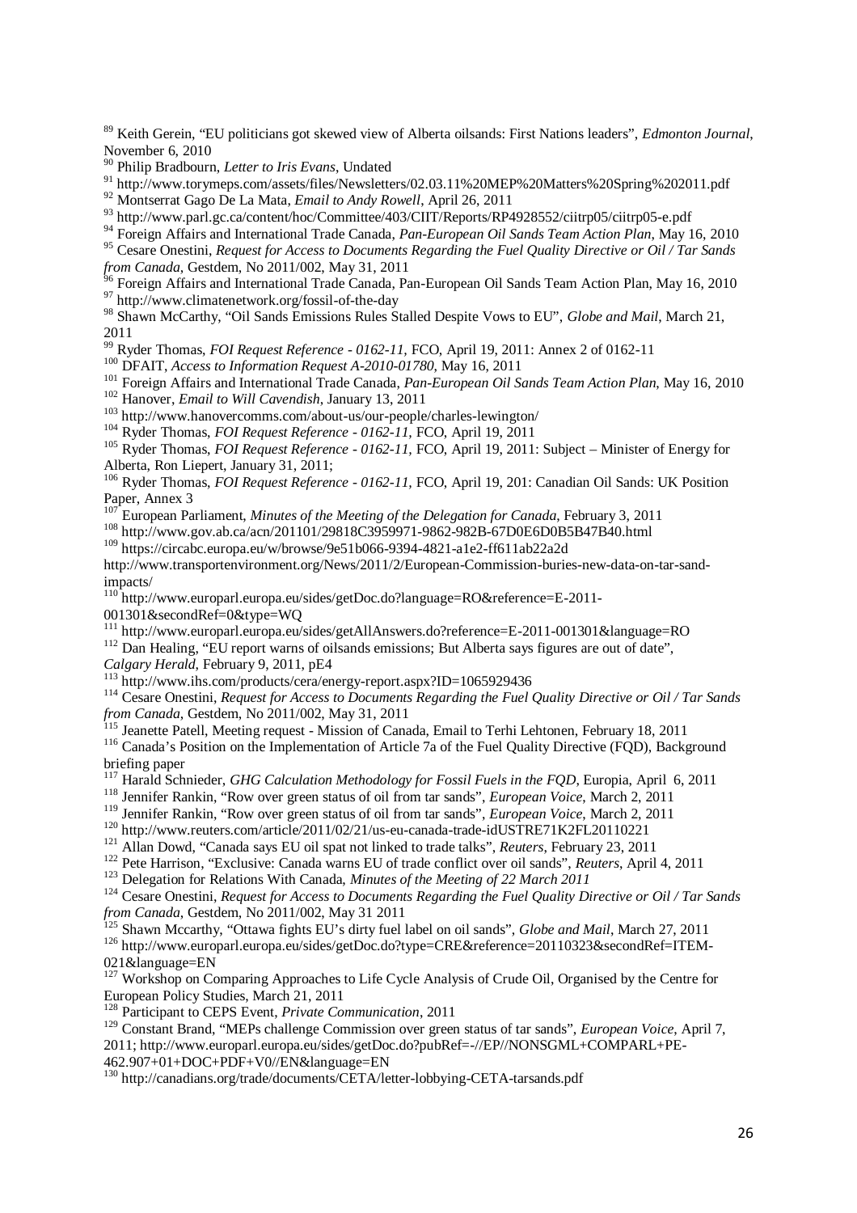[89] Keith Gerein, "EU politicians got skewed view of Alberta oilsands: First Nations leaders", *Edmonton Journal*, November 6, 2010

[90] Philip Bradbourn, *Letter to Iris Evans*, Undated

[91] http://www.torymeps.com/assets/files/Newsletters/02.03.11%20MEP%20Matters%20Spring%202011.pdf

[92] Montserrat Gago De La Mata, *Email to Andy Rowell*, April 26, 2011

[93] http://www.parl.gc.ca/content/hoc/Committee/403/CIIT/Reports/RP4928552/ciitrp05/ciitrp05-e.pdf

[94] Foreign Affairs and International Trade Canada, *Pan-European Oil Sands Team Action Plan*, May 16, 2010

[95] Cesare Onestini, *Request for Access to Documents Regarding the Fuel Quality Directive or Oil / Tar Sands from Canada*, Gestdem, No 2011/002, May 31, 2011

[96] Foreign Affairs and International Trade Canada, Pan-European Oil Sands Team Action Plan, May 16, 2010

[97] http://www.climatenetwork.org/fossil-of-the-day

[98] Shawn McCarthy, "Oil Sands Emissions Rules Stalled Despite Vows to EU", *Globe and Mail*, March 21, 2011

[99] Ryder Thomas, *FOI Request Reference - 0162-11*, FCO, April 19, 2011: Annex 2 of 0162-11

[100] DFAIT, *Access to Information Request A-2010-01780*, May 16, 2011

[101] Foreign Affairs and International Trade Canada, *Pan-European Oil Sands Team Action Plan*, May 16, 2010

[102] Hanover, *Email to Will Cavendish*, January 13, 2011

[103] http://www.hanovercomms.com/about-us/our-people/charles-lewington/

[104] Ryder Thomas, *FOI Request Reference - 0162-11*, FCO, April 19, 2011

[105] Ryder Thomas, *FOI Request Reference - 0162-11*, FCO, April 19, 2011: Subject – Minister of Energy for Alberta, Ron Liepert, January 31, 2011;

[106] Ryder Thomas, *FOI Request Reference - 0162-11*, FCO, April 19, 201: Canadian Oil Sands: UK Position Paper, Annex 3

[107] European Parliament, *Minutes of the Meeting of the Delegation for Canada*, February 3, 2011

[108] http://www.gov.ab.ca/acn/201101/29818C3959971-9862-982B-67D0E6D0B5B47B40.html

[109] https://circabc.europa.eu/w/browse/9e51b066-9394-4821-a1e2-ff611ab22a2d
http://www.transportenvironment.org/News/2011/2/European-Commission-buries-new-data-on-tar-sand-impacts/

[110] http://www.europarl.europa.eu/sides/getDoc.do?language=RO&reference=E-2011-001301&secondRef=0&type=WQ

[111] http://www.europarl.europa.eu/sides/getAllAnswers.do?reference=E-2011-001301&language=RO

[112] Dan Healing, "EU report warns of oilsands emissions; But Alberta says figures are out of date", *Calgary Herald*, February 9, 2011, pE4

[113] http://www.ihs.com/products/cera/energy-report.aspx?ID=1065929436

[114] Cesare Onestini, *Request for Access to Documents Regarding the Fuel Quality Directive or Oil / Tar Sands from Canada*, Gestdem, No 2011/002, May 31, 2011

[115] Jeanette Patell, Meeting request - Mission of Canada, Email to Terhi Lehtonen, February 18, 2011

[116] Canada's Position on the Implementation of Article 7a of the Fuel Quality Directive (FQD), Background briefing paper

[117] Harald Schnieder, *GHG Calculation Methodology for Fossil Fuels in the FQD*, Europia, April 6, 2011

[118] Jennifer Rankin, "Row over green status of oil from tar sands", *European Voice*, March 2, 2011

[119] Jennifer Rankin, "Row over green status of oil from tar sands", *European Voice*, March 2, 2011

[120] http://www.reuters.com/article/2011/02/21/us-eu-canada-trade-idUSTRE71K2FL20110221

[121] Allan Dowd, "Canada says EU oil spat not linked to trade talks", *Reuters*, February 23, 2011

[122] Pete Harrison, "Exclusive: Canada warns EU of trade conflict over oil sands", *Reuters*, April 4, 2011

[123] Delegation for Relations With Canada, *Minutes of the Meeting of 22 March 2011*

[124] Cesare Onestini, *Request for Access to Documents Regarding the Fuel Quality Directive or Oil / Tar Sands from Canada*, Gestdem, No 2011/002, May 31 2011

[125] Shawn Mccarthy, "Ottawa fights EU's dirty fuel label on oil sands", *Globe and Mail*, March 27, 2011

[126] http://www.europarl.europa.eu/sides/getDoc.do?type=CRE&reference=20110323&secondRef=ITEM-021&language=EN

[127] Workshop on Comparing Approaches to Life Cycle Analysis of Crude Oil, Organised by the Centre for European Policy Studies, March 21, 2011

[128] Participant to CEPS Event, *Private Communication*, 2011

[129] Constant Brand, "MEPs challenge Commission over green status of tar sands", *European Voice*, April 7, 2011; http://www.europarl.europa.eu/sides/getDoc.do?pubRef=-//EP//NONSGML+COMPARL+PE-462.907+01+DOC+PDF+V0//EN&language=EN

[130] http://canadians.org/trade/documents/CETA/letter-lobbying-CETA-tarsands.pdf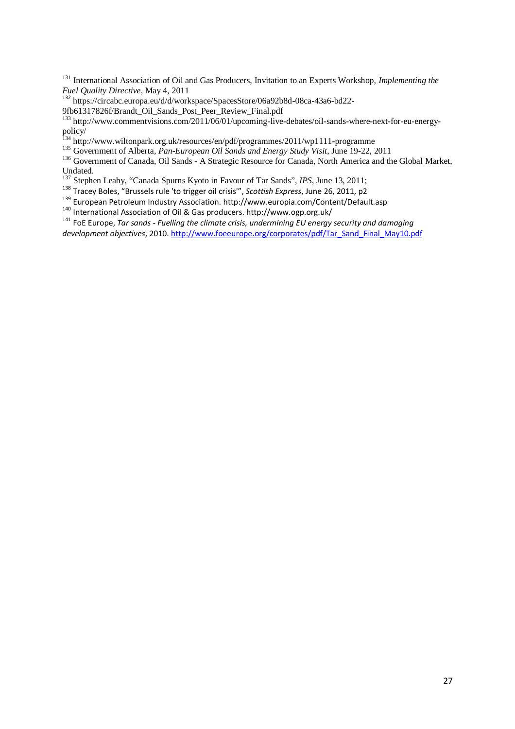[131] International Association of Oil and Gas Producers, Invitation to an Experts Workshop, *Implementing the Fuel Quality Directive*, May 4, 2011

[132] https://circabc.europa.eu/d/d/workspace/SpacesStore/06a92b8d-08ca-43a6-bd22-9fb61317826f/Brandt_Oil_Sands_Post_Peer_Review_Final.pdf

[133] http://www.commentvisions.com/2011/06/01/upcoming-live-debates/oil-sands-where-next-for-eu-energy-policy/

[134] http://www.wiltonpark.org.uk/resources/en/pdf/programmes/2011/wp1111-programme

[135] Government of Alberta, *Pan-European Oil Sands and Energy Study Visit*, June 19-22, 2011

[136] Government of Canada, Oil Sands - A Strategic Resource for Canada, North America and the Global Market, Undated.

[137] Stephen Leahy, "Canada Spurns Kyoto in Favour of Tar Sands", *IPS*, June 13, 2011;

[138] Tracey Boles, "Brussels rule 'to trigger oil crisis'", *Scottish Express*, June 26, 2011, p2

[139] European Petroleum Industry Association. http://www.europia.com/Content/Default.asp

[140] International Association of Oil & Gas producers. http://www.ogp.org.uk/

[141] FoE Europe, *Tar sands - Fuelling the climate crisis, undermining EU energy security and damaging development objectives*, 2010. http://www.foeeurope.org/corporates/pdf/Tar_Sand_Final_May10.pdf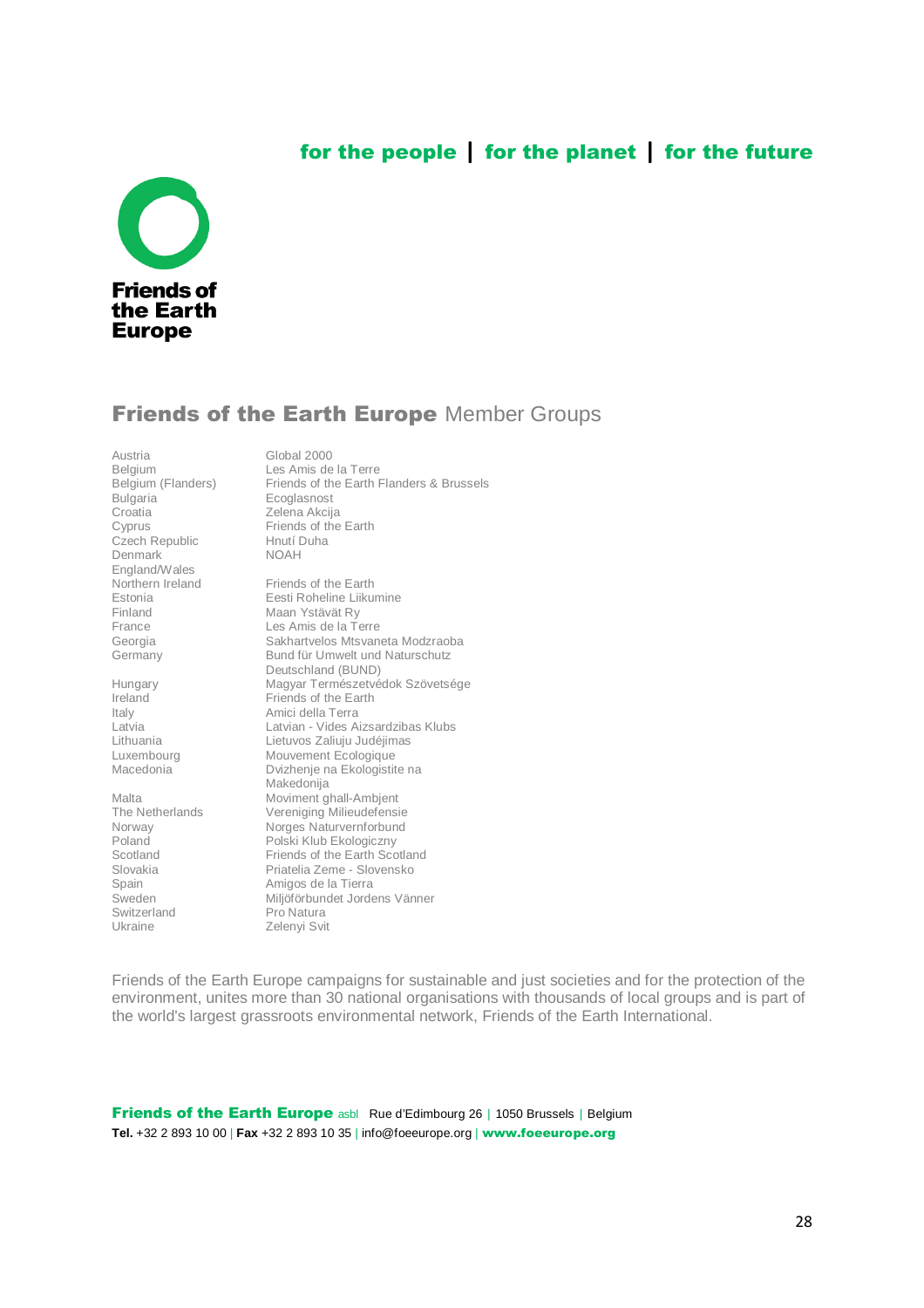**for the people | for the planet | for the future**

**Friends of the Earth Europe**

## Friends of the Earth Europe Member Groups

| | |
|---|---|
| Austria | Global 2000 |
| Belgium | Les Amis de la Terre |
| Belgium (Flanders) | Friends of the Earth Flanders & Brussels |
| Bulgaria | Ecoglasnost |
| Croatia | Zelena Akcija |
| Cyprus | Friends of the Earth |
| Czech Republic | Hnutí Duha |
| Denmark | NOAH |
| England/Wales Northern Ireland | Friends of the Earth |
| Estonia | Eesti Roheline Liikumine |
| Finland | Maan Ystävät Ry |
| France | Les Amis de la Terre |
| Georgia | Sakhartvelos Mtsvaneta Modzraoba |
| Germany | Bund für Umwelt und Naturschutz Deutschland (BUND) |
| Hungary | Magyar Természetvédok Szövetsége |
| Ireland | Friends of the Earth |
| Italy | Amici della Terra |
| Latvia | Latvian - Vides Aizsardzibas Klubs |
| Lithuania | Lietuvos Zaliuju Judéjimas |
| Luxembourg | Mouvement Ecologique |
| Macedonia | Dvizhenje na Ekologistite na Makedonija |
| Malta | Moviment ghall-Ambjent |
| The Netherlands | Vereniging Milieudefensie |
| Norway | Norges Naturvernforbund |
| Poland | Polski Klub Ekologiczny |
| Scotland | Friends of the Earth Scotland |
| Slovakia | Priatelia Zeme - Slovensko |
| Spain | Amigos de la Tierra |
| Sweden | Miljöförbundet Jordens Vänner |
| Switzerland | Pro Natura |
| Ukraine | Zelenyi Svit |

Friends of the Earth Europe campaigns for sustainable and just societies and for the protection of the environment, unites more than 30 national organisations with thousands of local groups and is part of the world's largest grassroots environmental network, Friends of the Earth International.

**Friends of the Earth Europe** asbl Rue d'Edimbourg 26 | 1050 Brussels | Belgium
**Tel.** +32 2 893 10 00 | **Fax** +32 2 893 10 35 | info@foeeurope.org | **www.foeeurope.org**